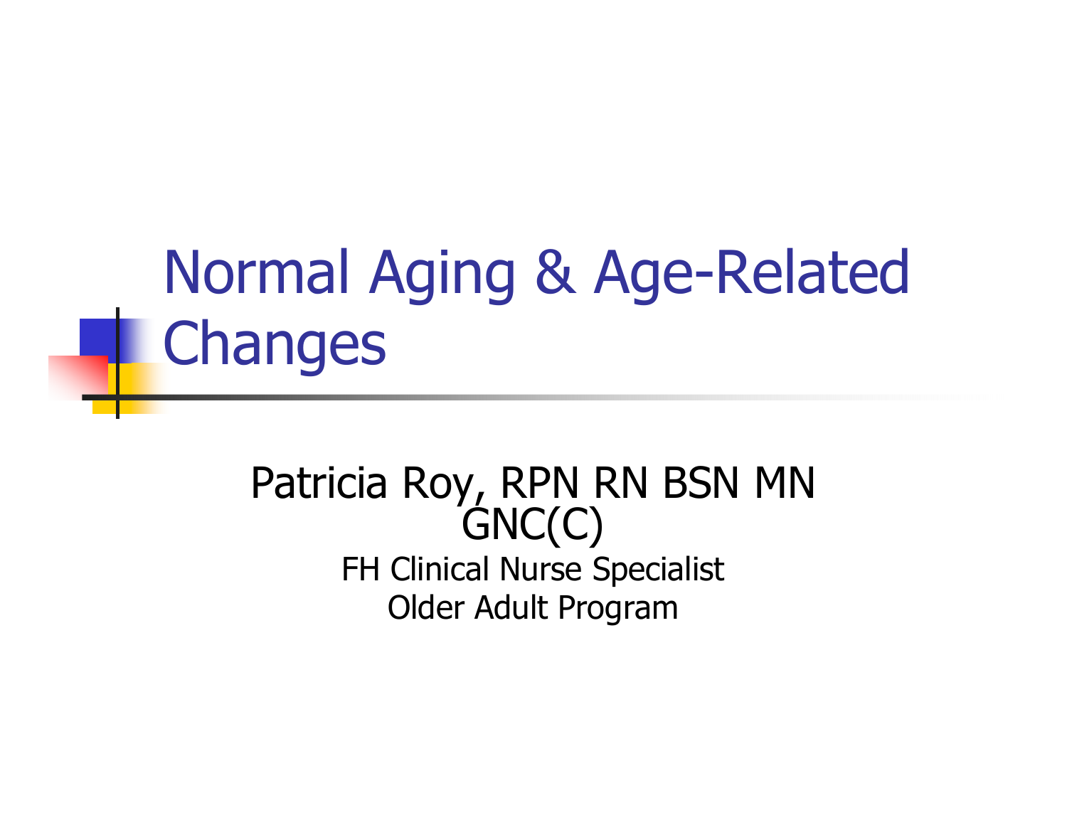# Normal Aging & Age-Related Changes

Patricia Roy, RPN RN BSN MN GNC(C)

FH Clinical Nurse Specialist

Older Adult Program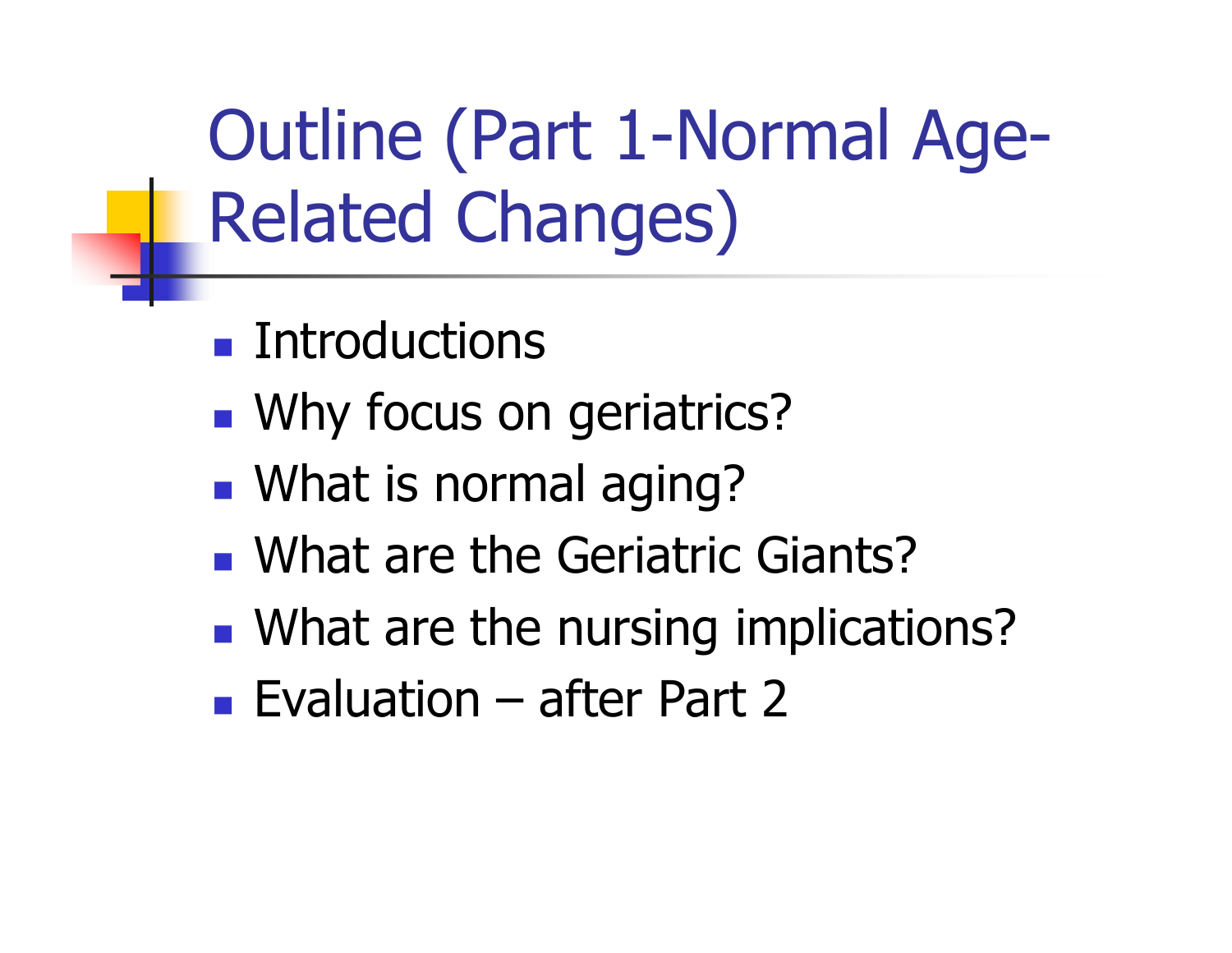# Outline (Part 1-Normal Age-Related Changes)

- Introductions
- Why focus on geriatrics?
- What is normal aging?
- What are the Geriatric Giants?
- What are the nursing implications?
- Evaluation – after Part 2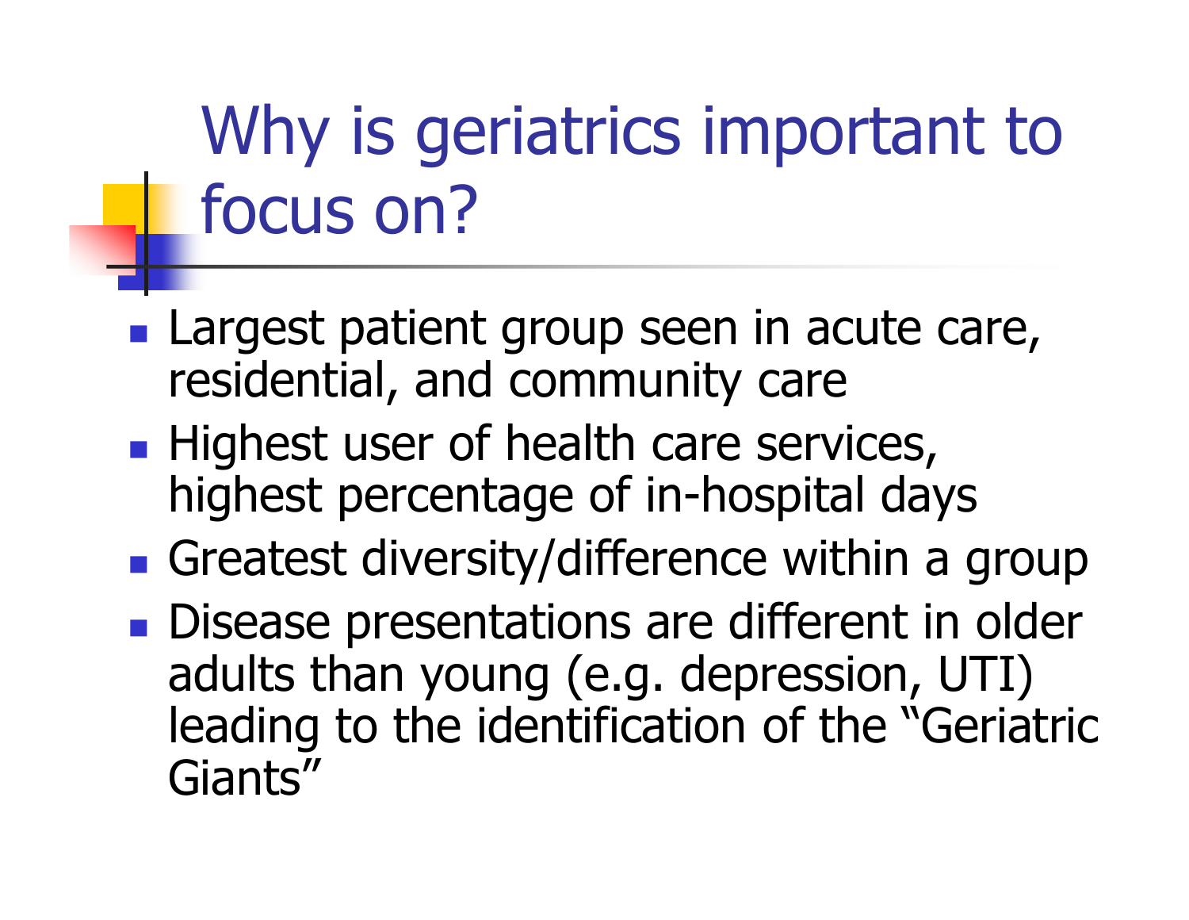# Why is geriatrics important to focus on?

- Largest patient group seen in acute care, residential, and community care
- Highest user of health care services, highest percentage of in-hospital days
- Greatest diversity/difference within a group
- Disease presentations are different in older adults than young (e.g. depression, UTI) leading to the identification of the "Geriatric Giants"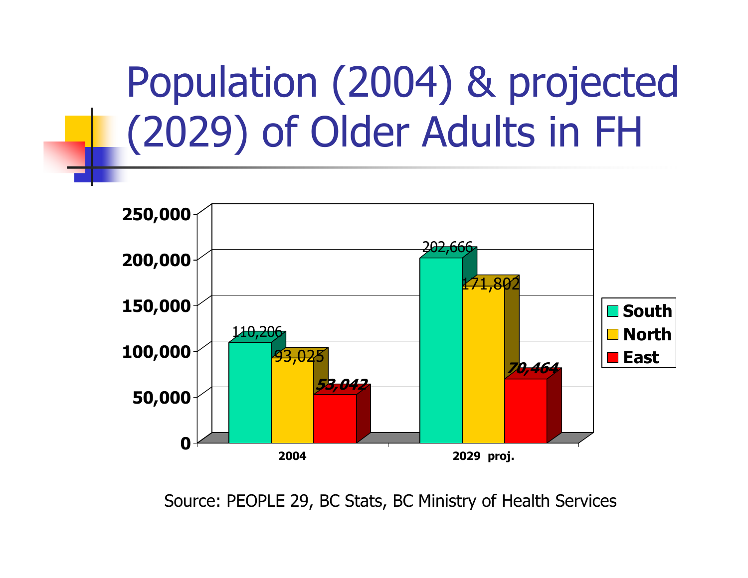# Population (2004) & projected (2029) of Older Adults in FH

| | South | North | East |
|---|---|---|---|
| 2004 | 110,206 | 93,025 | 53,042 |
| 2029 proj. | 202,666 | 171,802 | 70,464 |

Source: PEOPLE 29, BC Stats, BC Ministry of Health Services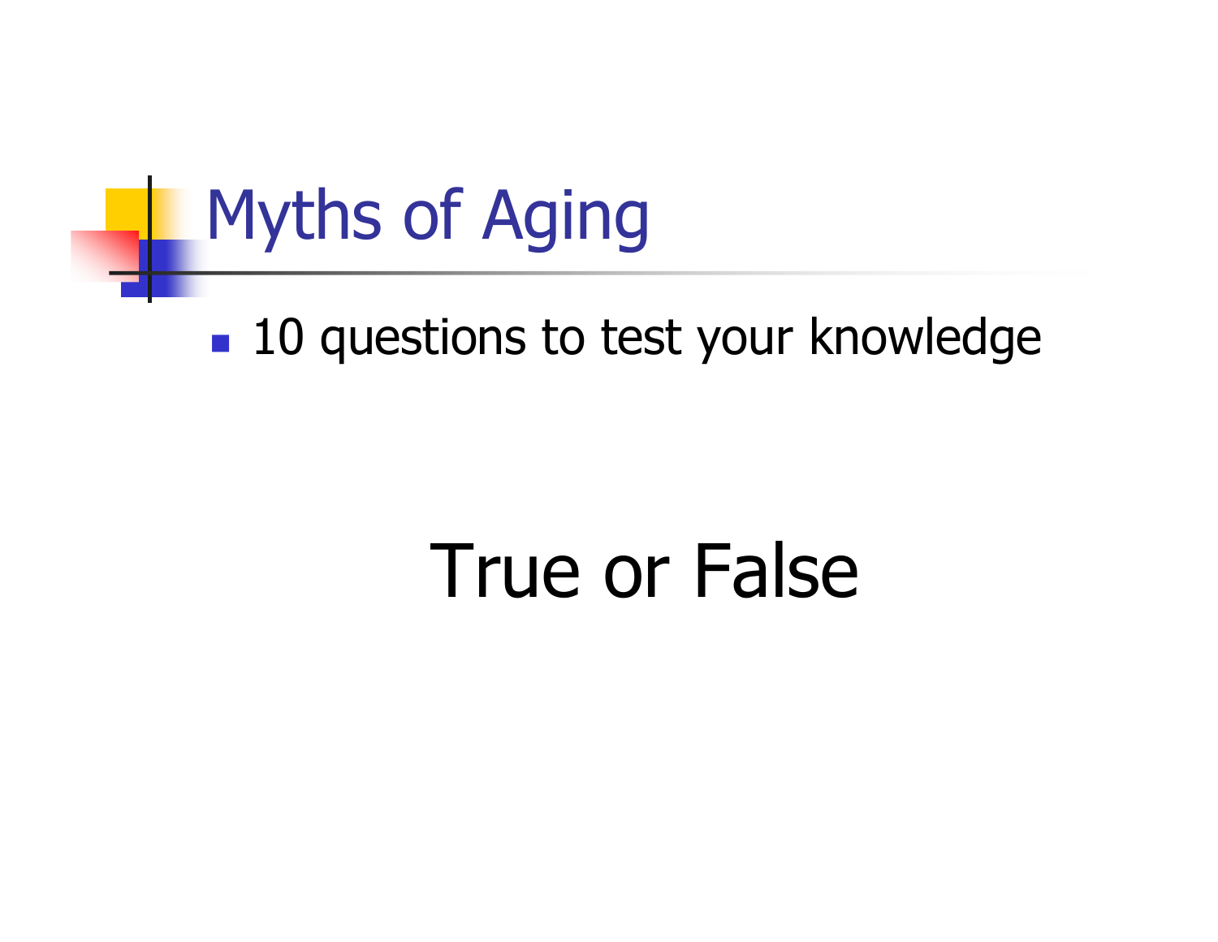# Myths of Aging

- 10 questions to test your knowledge

True or False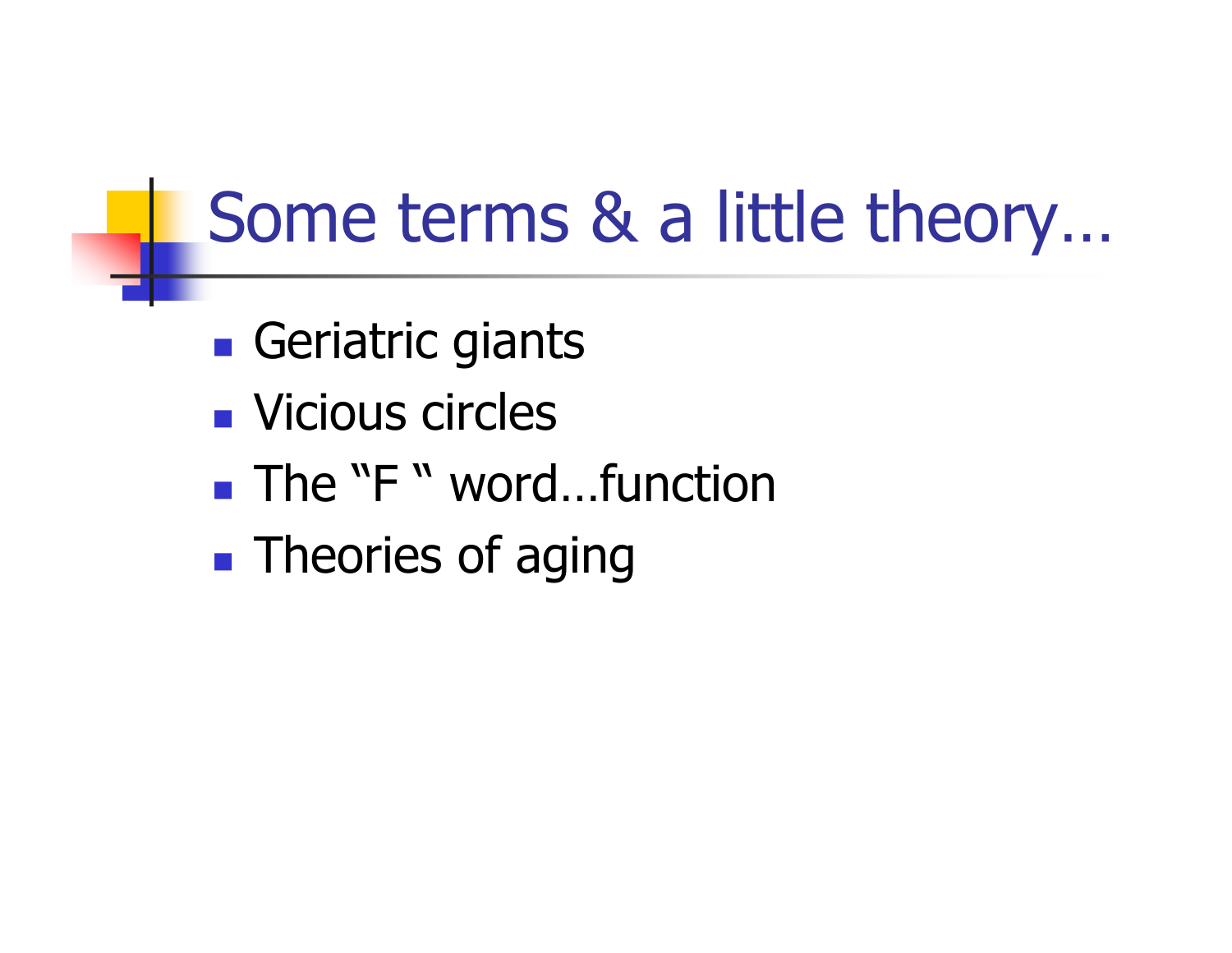# Some terms & a little theory…

- Geriatric giants
- Vicious circles
- The "F " word…function
- Theories of aging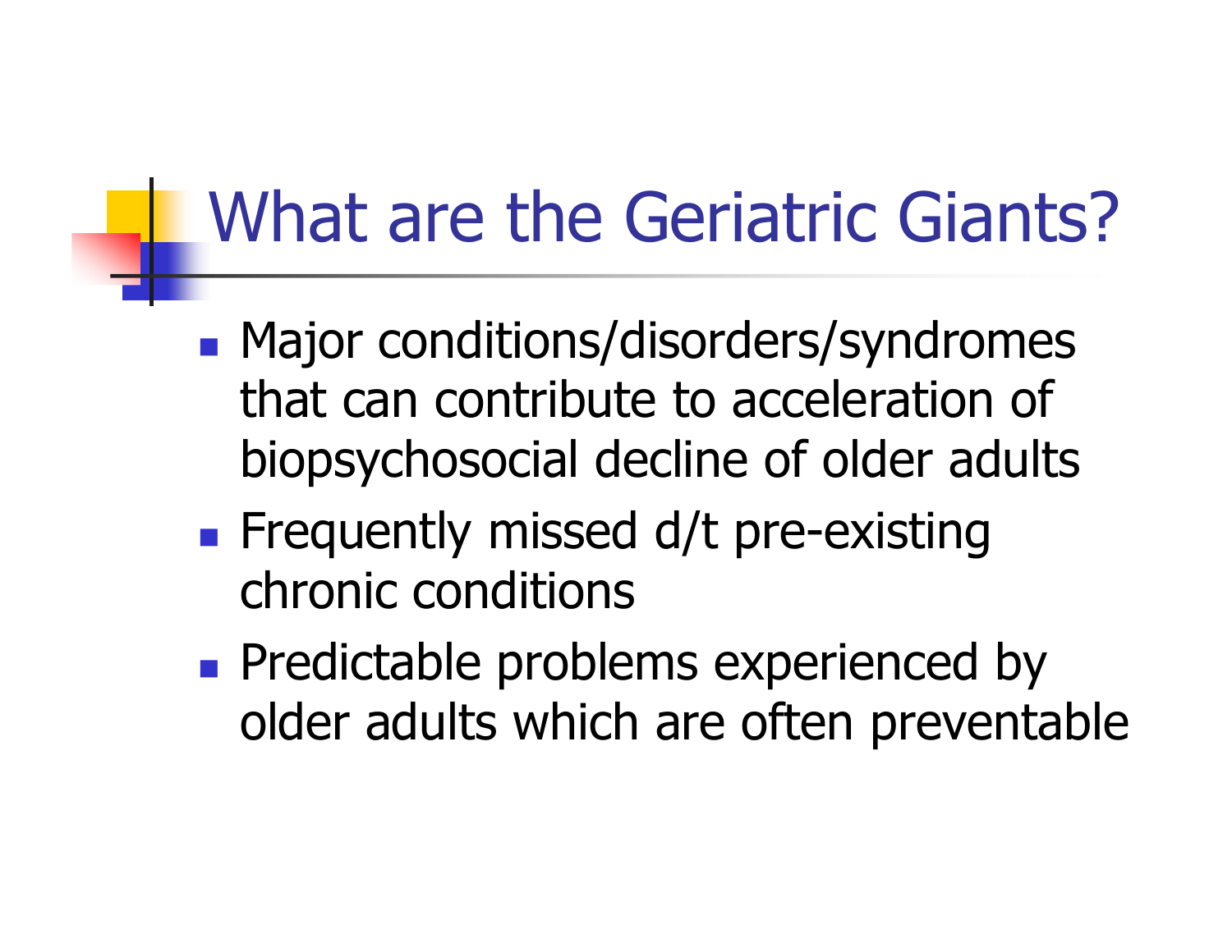# What are the Geriatric Giants?

- Major conditions/disorders/syndromes that can contribute to acceleration of biopsychosocial decline of older adults
- Frequently missed d/t pre-existing chronic conditions
- Predictable problems experienced by older adults which are often preventable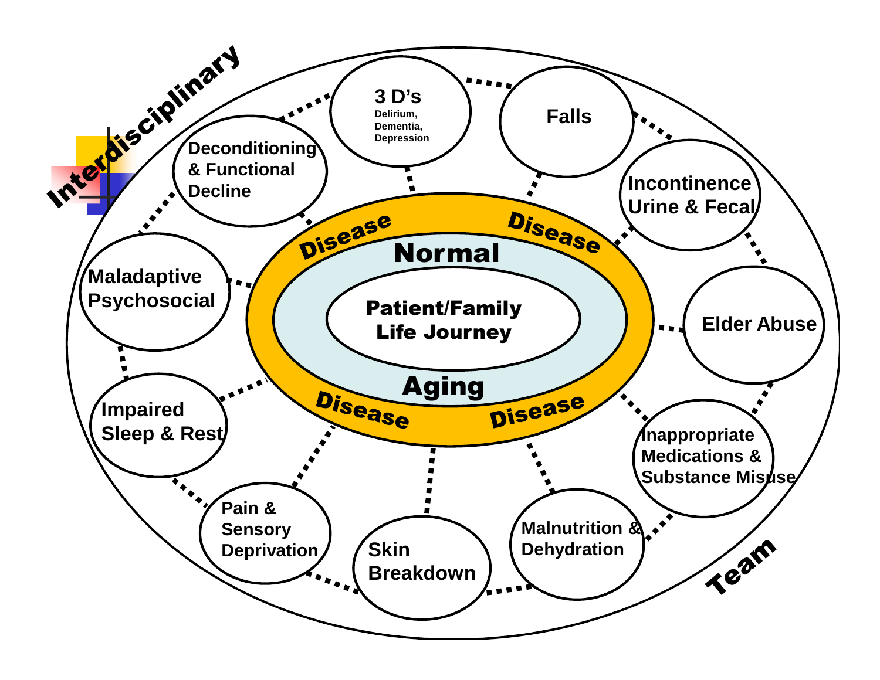Interdisciplinary Team

Patient/Family Life Journey

Normal Aging

Disease

- 3 D's: Delirium, Dementia, Depression
- Falls
- Incontinence Urine & Fecal
- Elder Abuse
- Inappropriate Medications & Substance Misuse
- Malnutrition & Dehydration
- Skin Breakdown
- Pain & Sensory Deprivation
- Impaired Sleep & Rest
- Maladaptive Psychosocial
- Deconditioning & Functional Decline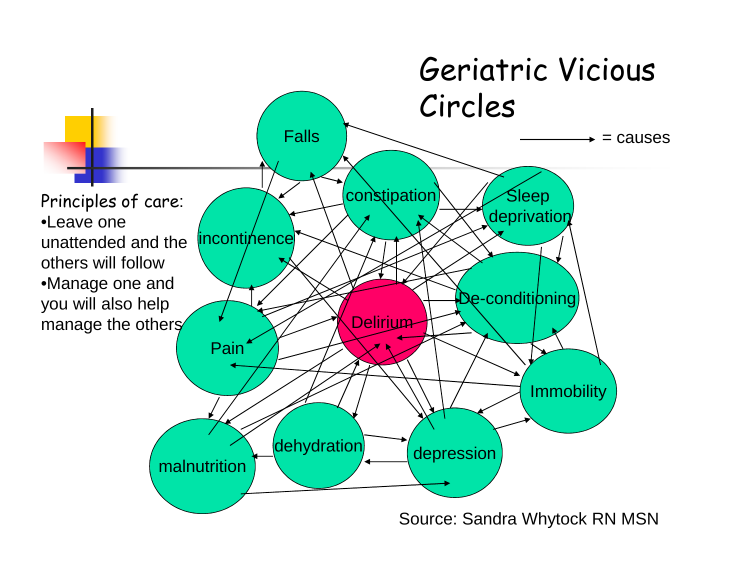# Geriatric Vicious Circles

→ = causes

Principles of care:

- Leave one unattended and the others will follow
- Manage one and you will also help manage the others

Falls

constipation

Sleep deprivation

incontinence

De-conditioning

Delirium

Pain

Immobility

malnutrition

dehydration

depression

Source: Sandra Whytock RN MSN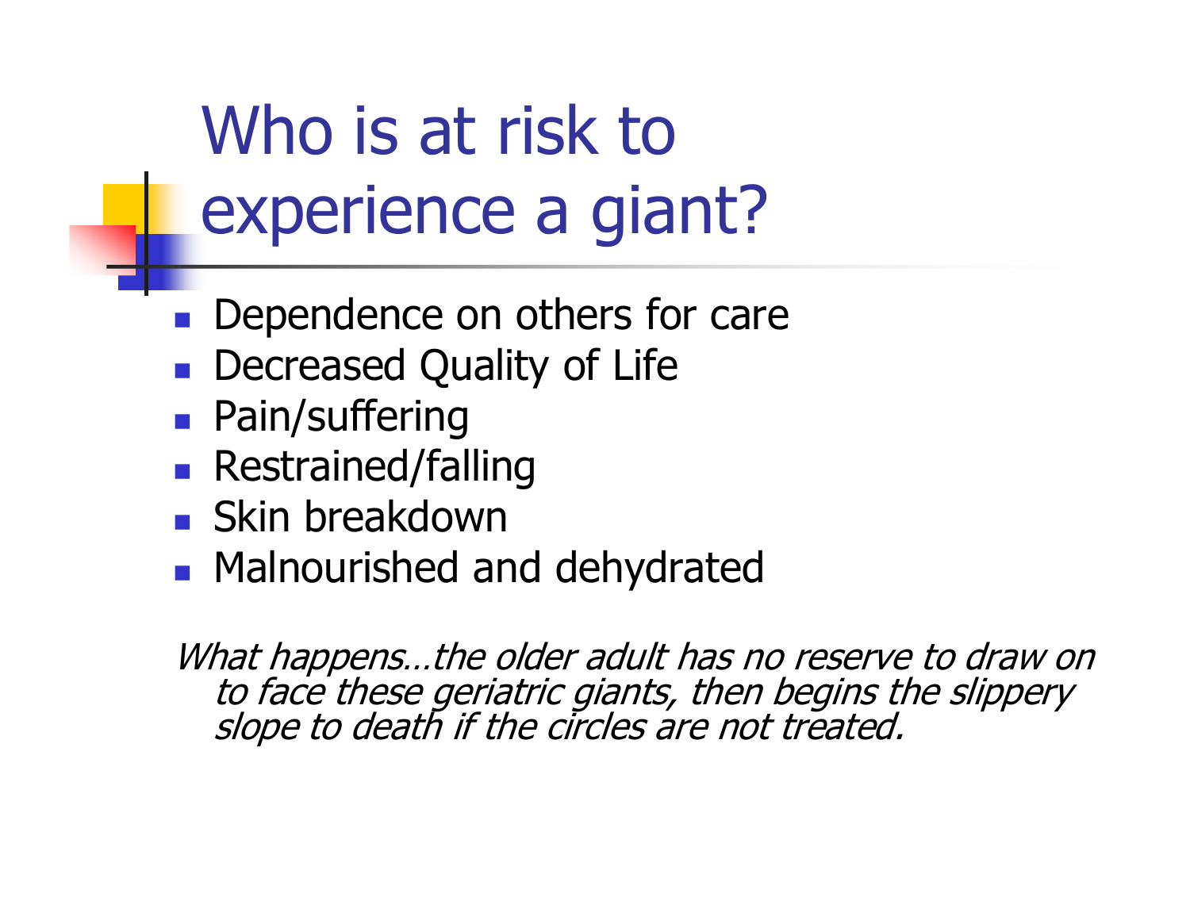# Who is at risk to experience a giant?

- Dependence on others for care
- Decreased Quality of Life
- Pain/suffering
- Restrained/falling
- Skin breakdown
- Malnourished and dehydrated

*What happens…the older adult has no reserve to draw on to face these geriatric giants, then begins the slippery slope to death if the circles are not treated.*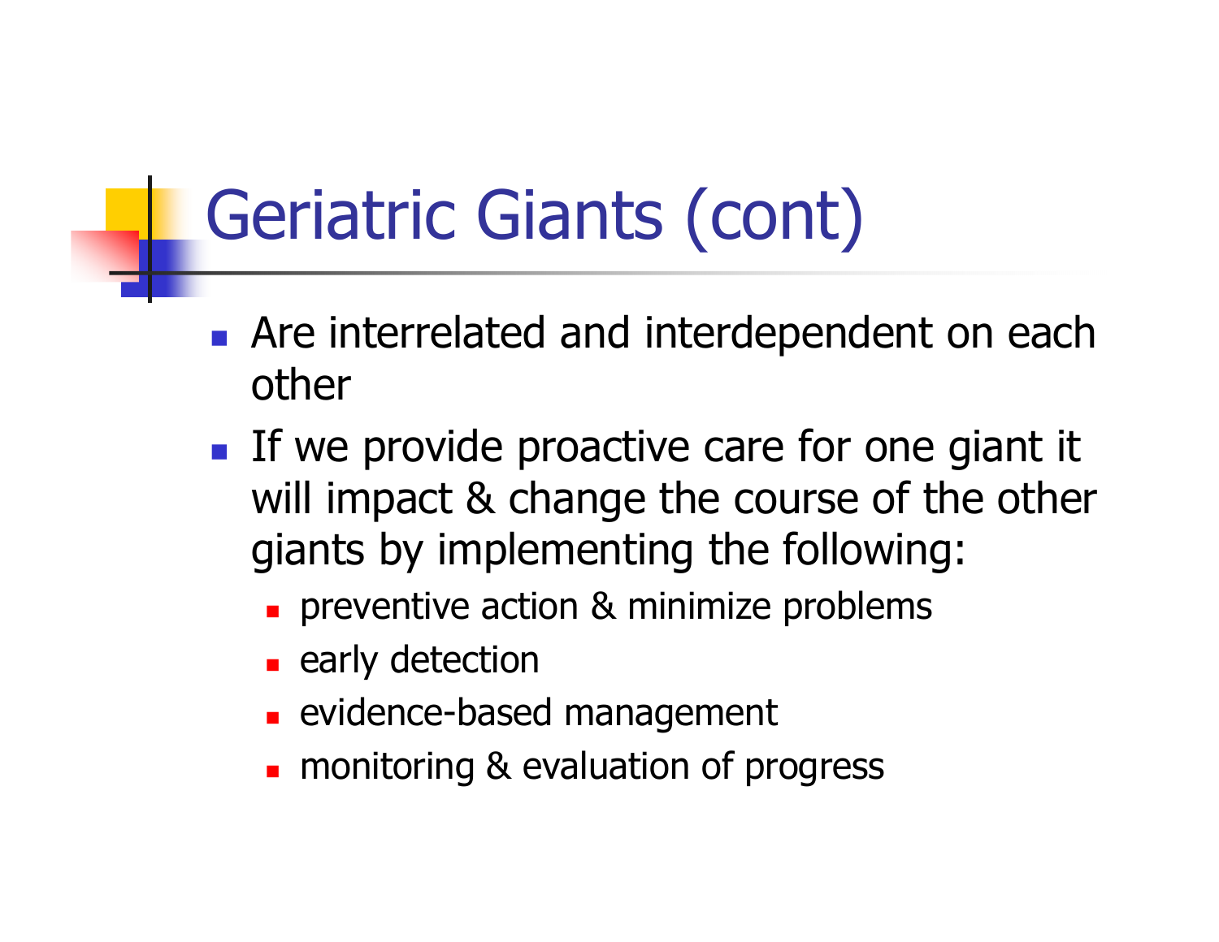# Geriatric Giants (cont)

- Are interrelated and interdependent on each other
- If we provide proactive care for one giant it will impact & change the course of the other giants by implementing the following:
  - preventive action & minimize problems
  - early detection
  - evidence-based management
  - monitoring & evaluation of progress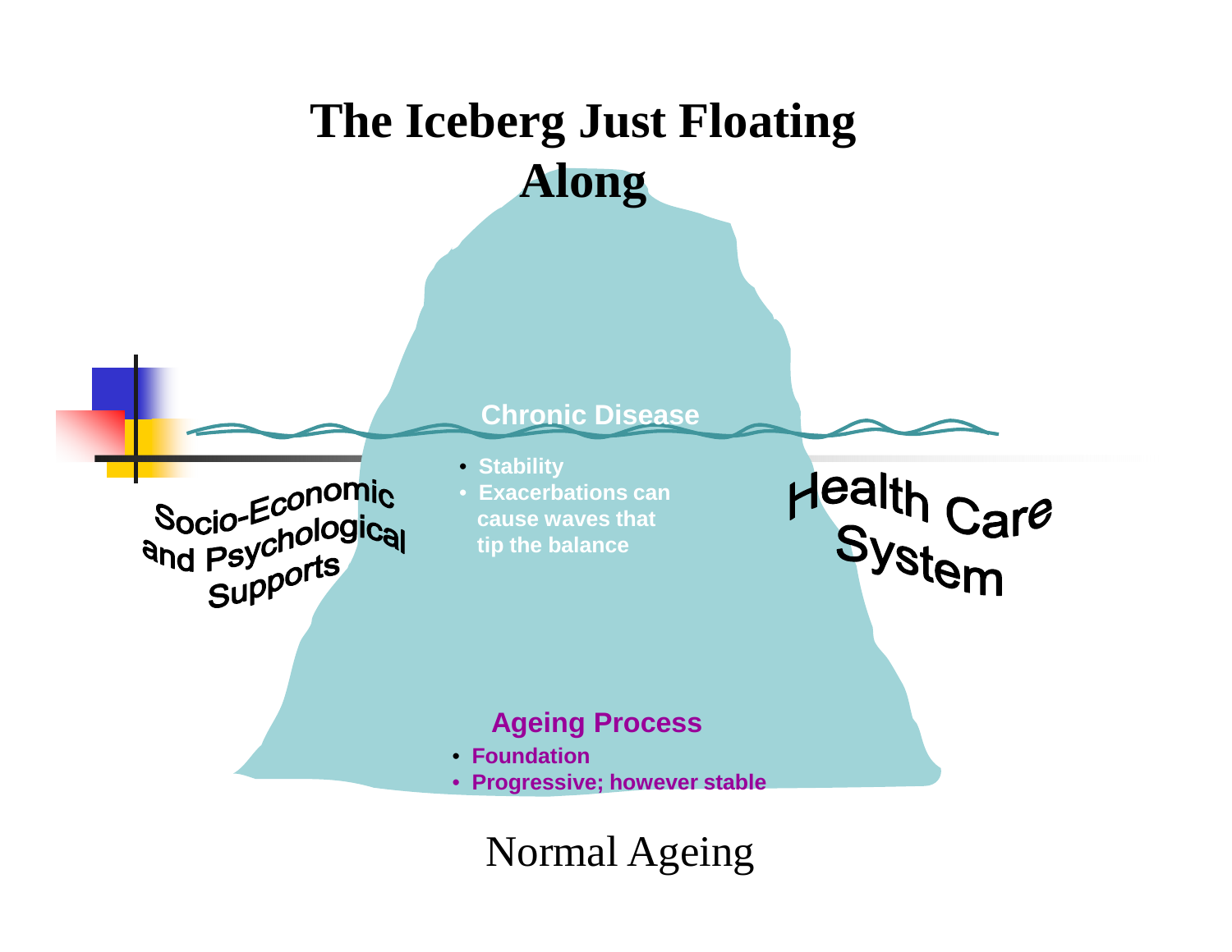# The Iceberg Just Floating Along

**Chronic Disease**

- **Stability**
- **Exacerbations can cause waves that tip the balance**

**Socio-Economic and Psychological Supports**

**Health Care System**

**Ageing Process**

- **Foundation**
- **Progressive; however stable**

Normal Ageing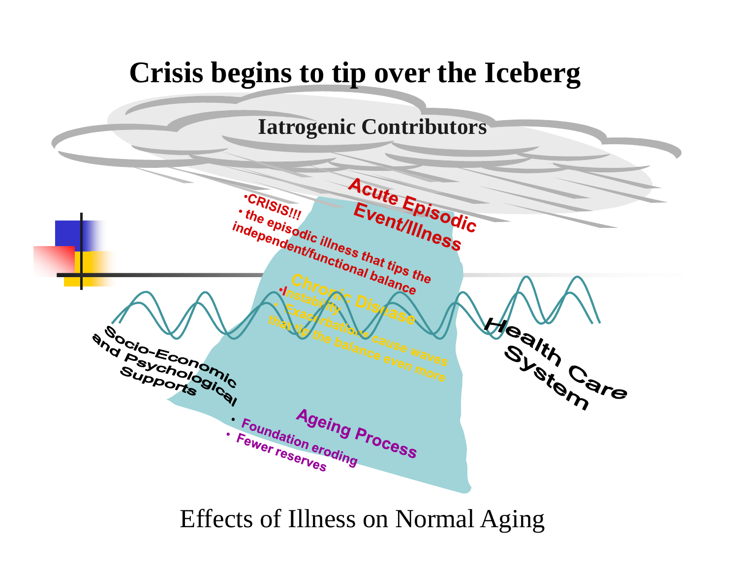# Crisis begins to tip over the Iceberg

Iatrogenic Contributors

Acute Episodic Event/Illness

- CRISIS!!!
- the episodic illness that tips the independent/functional balance

Chronic Disease

- Instability
- Exacerbations cause waves that tip the balance even more

Socio-Economic and Psychological Supports

Health Care System

Ageing Process

- Foundation eroding
- Fewer reserves

Effects of Illness on Normal Aging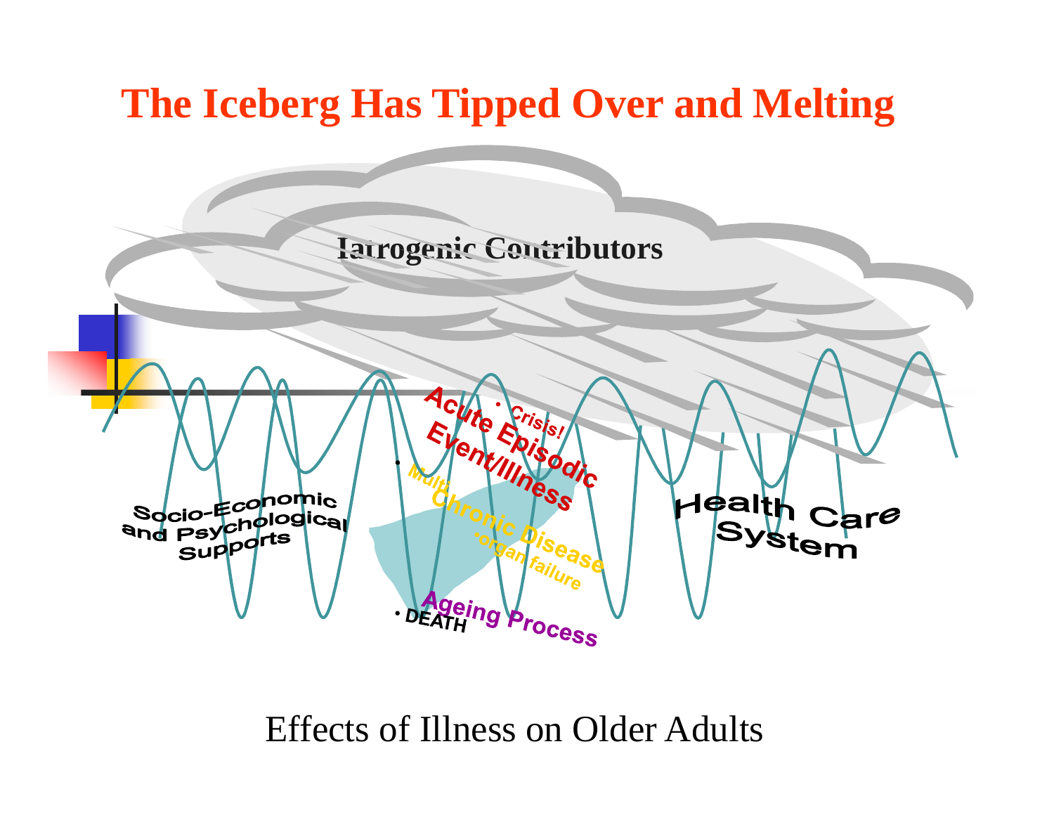# The Iceberg Has Tipped Over and Melting

Iatrogenic Contributors

Socio-Economic and Psychological Supports

• Crisis!

Acute Episodic Event/Illness

• Multi-Chronic Disease

•organ failure

Ageing Process

• DEATH

Health Care System

Effects of Illness on Older Adults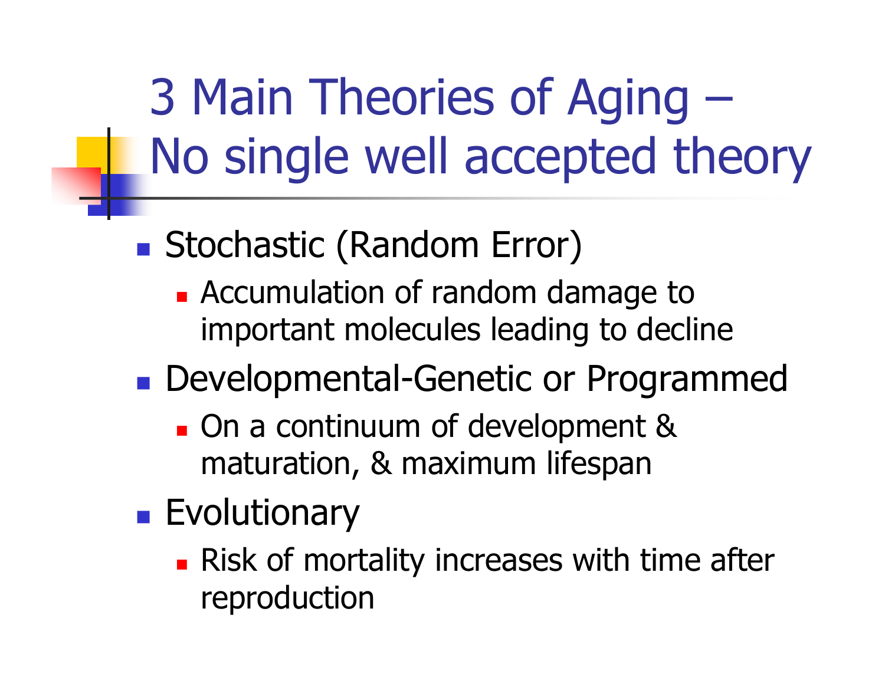# 3 Main Theories of Aging – No single well accepted theory

- Stochastic (Random Error)
  - Accumulation of random damage to important molecules leading to decline
- Developmental-Genetic or Programmed
  - On a continuum of development & maturation, & maximum lifespan
- Evolutionary
  - Risk of mortality increases with time after reproduction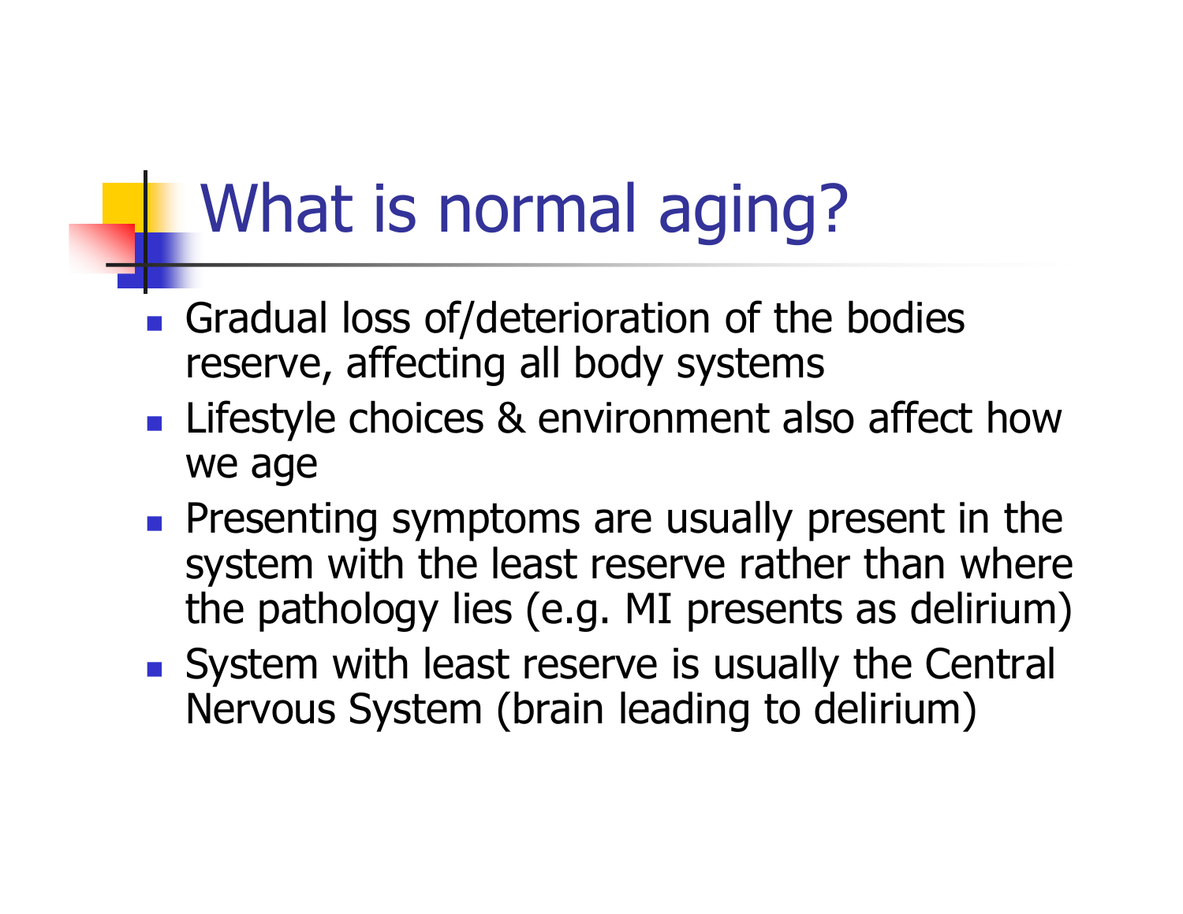# What is normal aging?

- Gradual loss of/deterioration of the bodies reserve, affecting all body systems
- Lifestyle choices & environment also affect how we age
- Presenting symptoms are usually present in the system with the least reserve rather than where the pathology lies (e.g. MI presents as delirium)
- System with least reserve is usually the Central Nervous System (brain leading to delirium)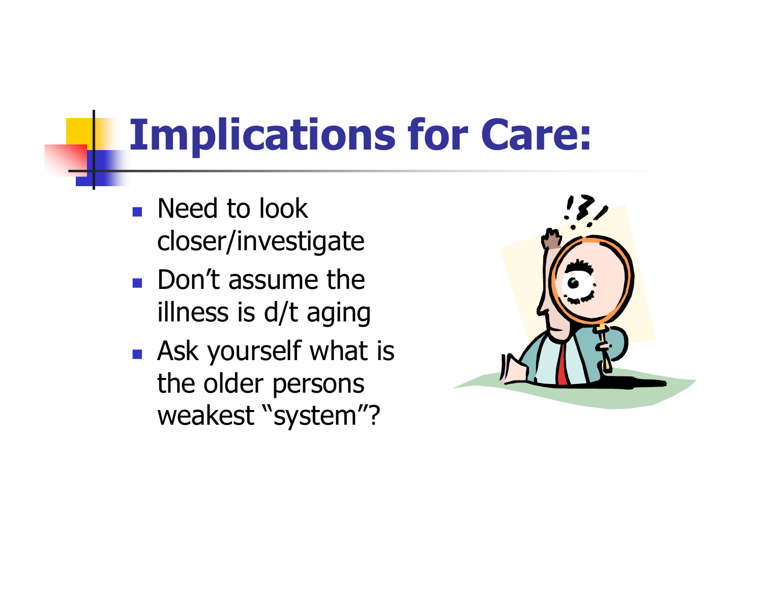# Implications for Care:

- Need to look closer/investigate
- Don’t assume the illness is d/t aging
- Ask yourself what is the older persons weakest “system”?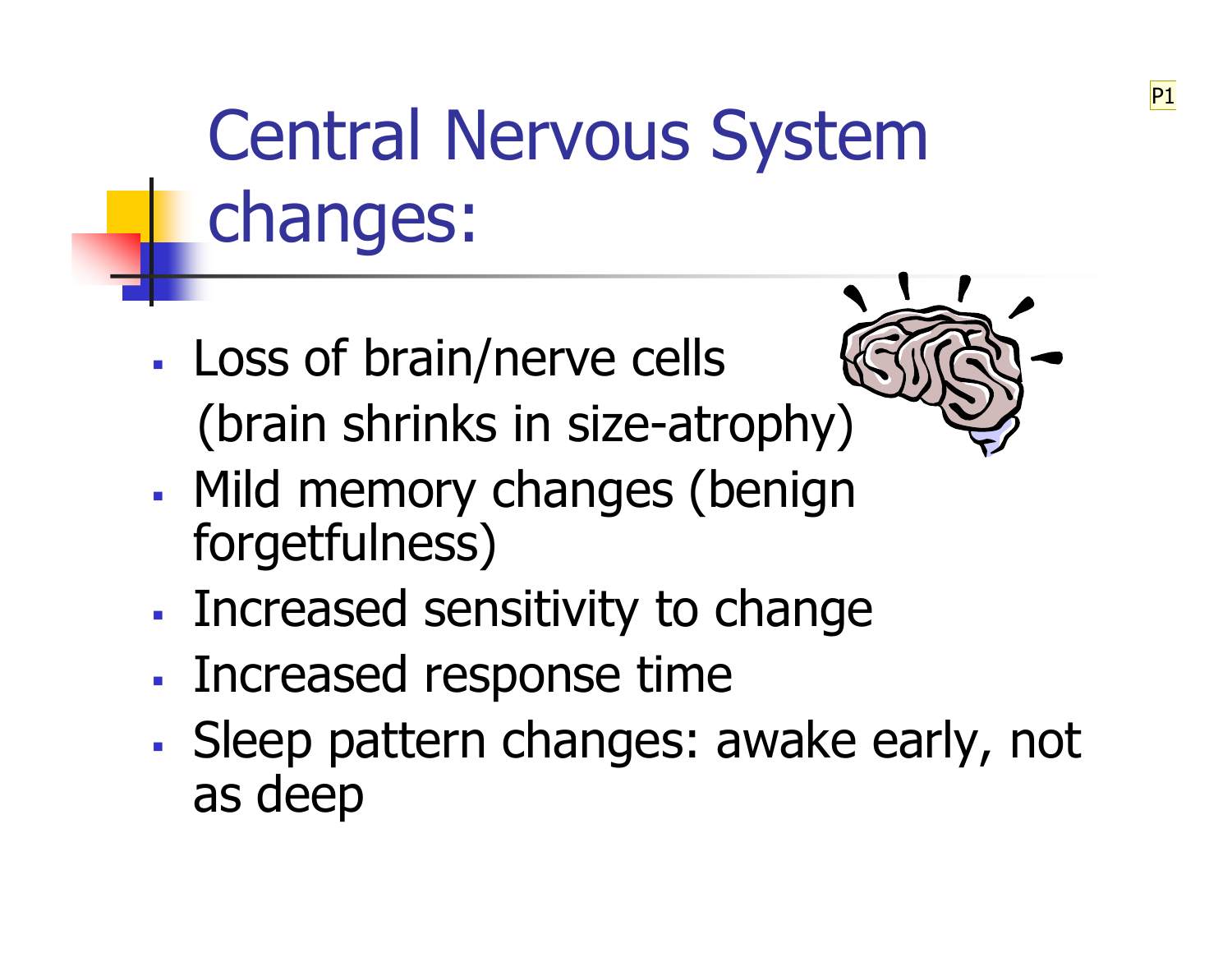# Central Nervous System changes:

- Loss of brain/nerve cells (brain shrinks in size-atrophy)
- Mild memory changes (benign forgetfulness)
- Increased sensitivity to change
- Increased response time
- Sleep pattern changes: awake early, not as deep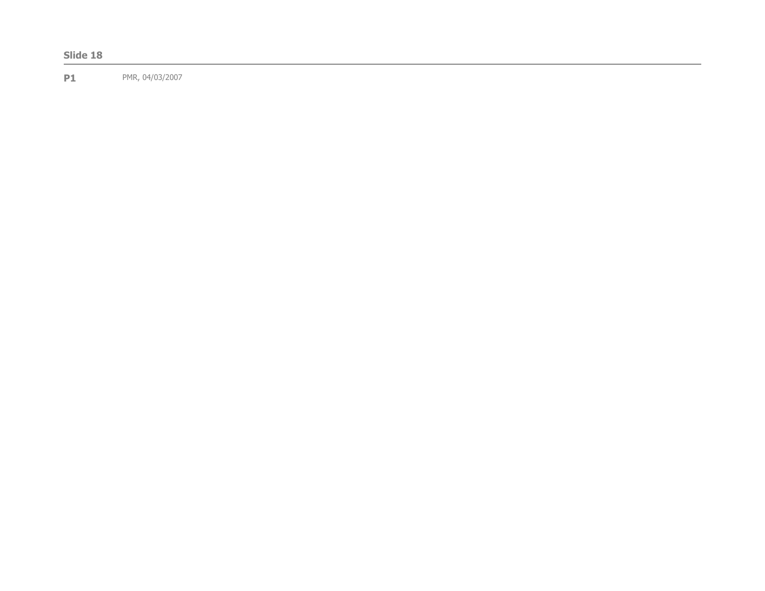**Slide 18**

---

**P1** PMR, 04/03/2007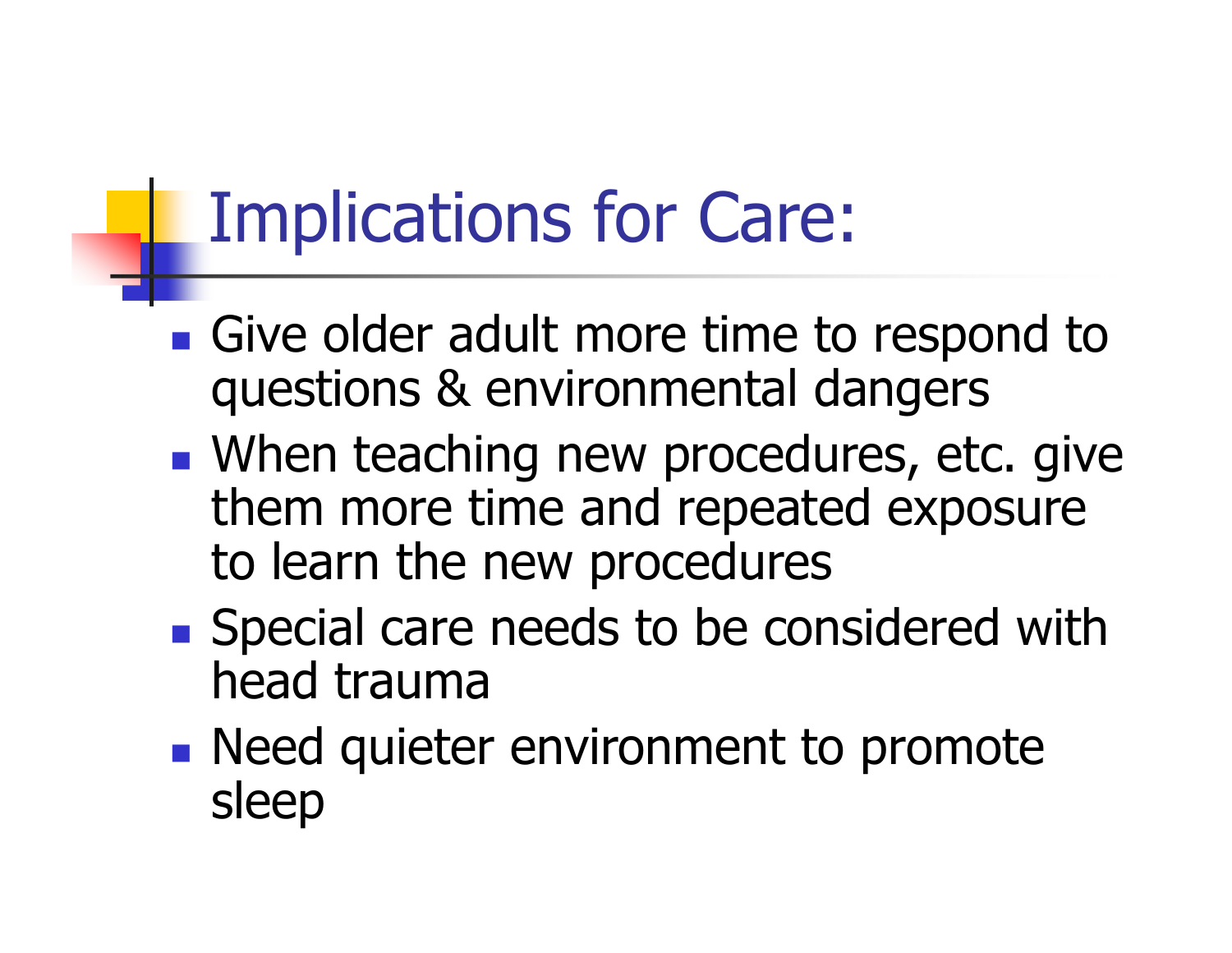# Implications for Care:

- Give older adult more time to respond to questions & environmental dangers
- When teaching new procedures, etc. give them more time and repeated exposure to learn the new procedures
- Special care needs to be considered with head trauma
- Need quieter environment to promote sleep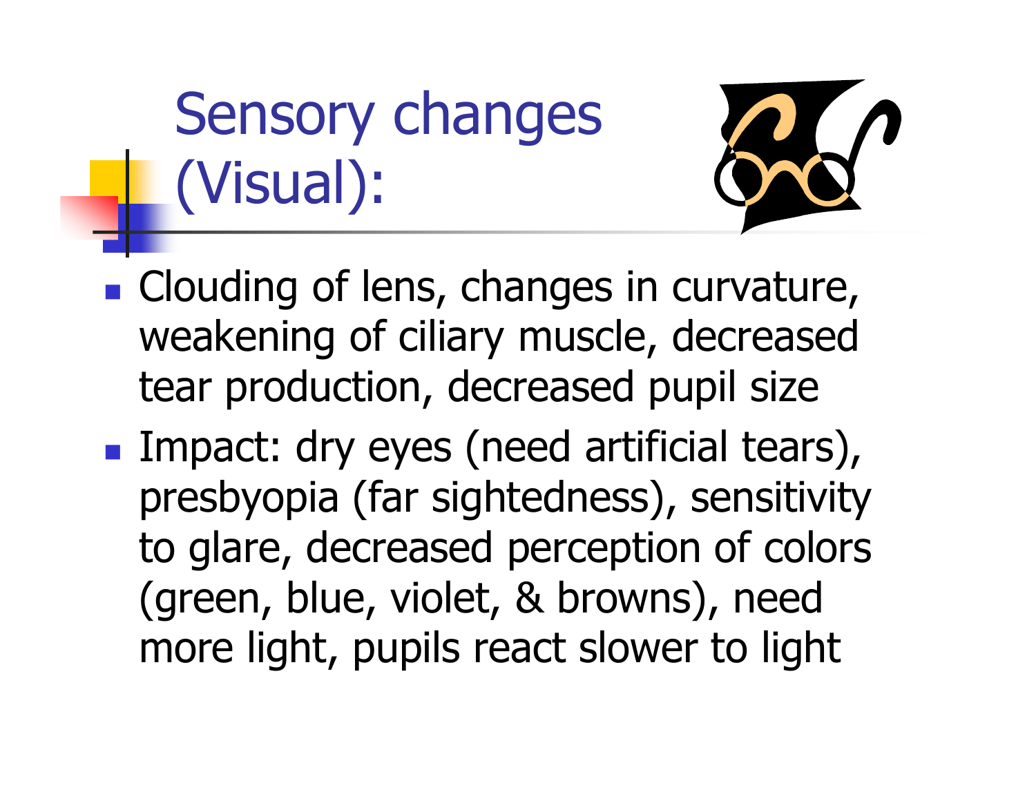# Sensory changes (Visual):

- Clouding of lens, changes in curvature, weakening of ciliary muscle, decreased tear production, decreased pupil size
- Impact: dry eyes (need artificial tears), presbyopia (far sightedness), sensitivity to glare, decreased perception of colors (green, blue, violet, & browns), need more light, pupils react slower to light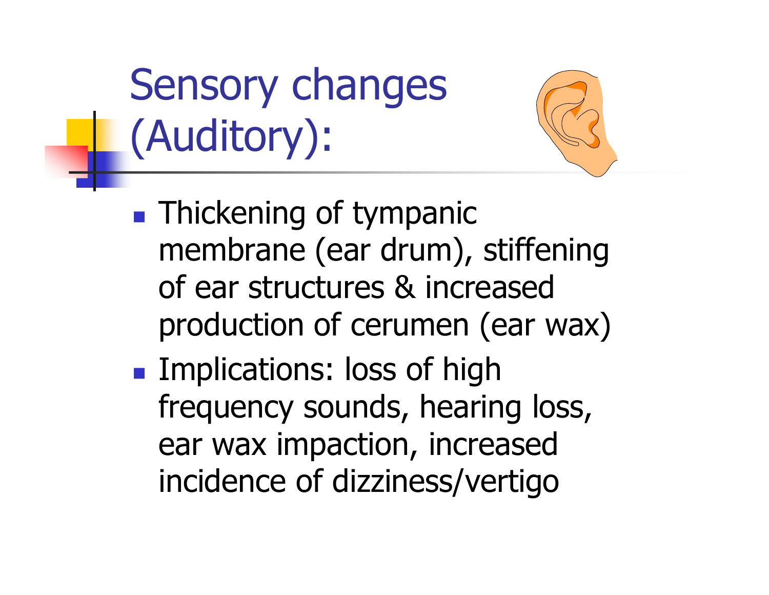# Sensory changes (Auditory):

- Thickening of tympanic membrane (ear drum), stiffening of ear structures & increased production of cerumen (ear wax)
- Implications: loss of high frequency sounds, hearing loss, ear wax impaction, increased incidence of dizziness/vertigo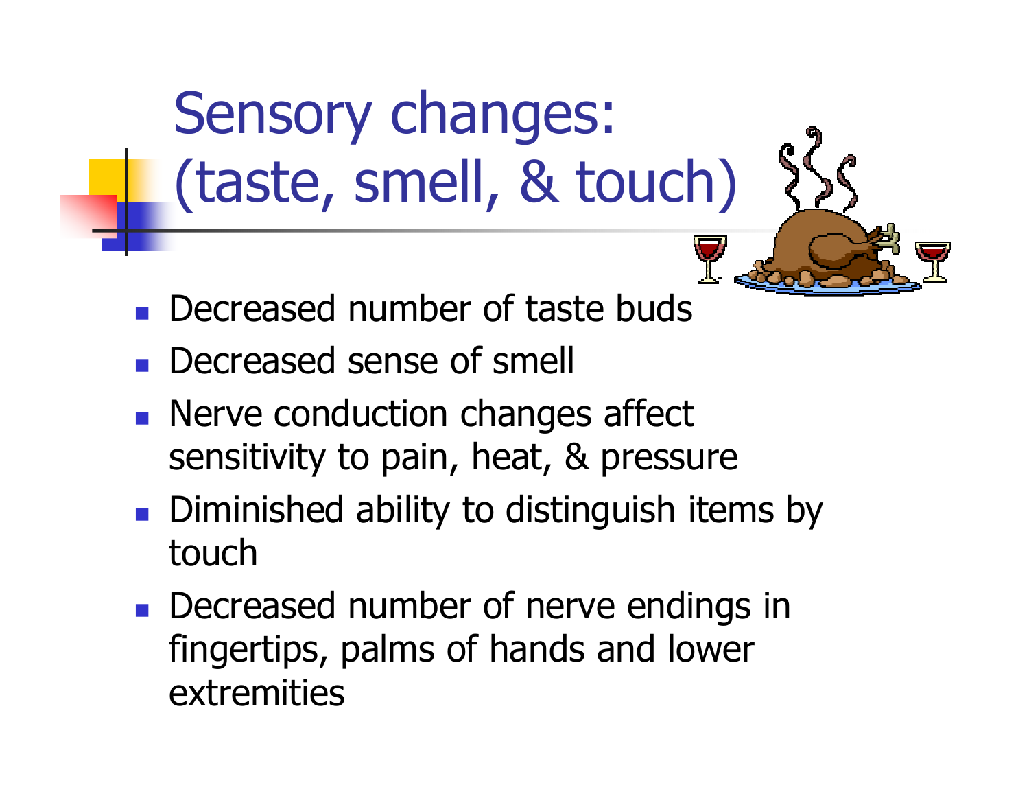# Sensory changes: (taste, smell, & touch)

- Decreased number of taste buds
- Decreased sense of smell
- Nerve conduction changes affect sensitivity to pain, heat, & pressure
- Diminished ability to distinguish items by touch
- Decreased number of nerve endings in fingertips, palms of hands and lower extremities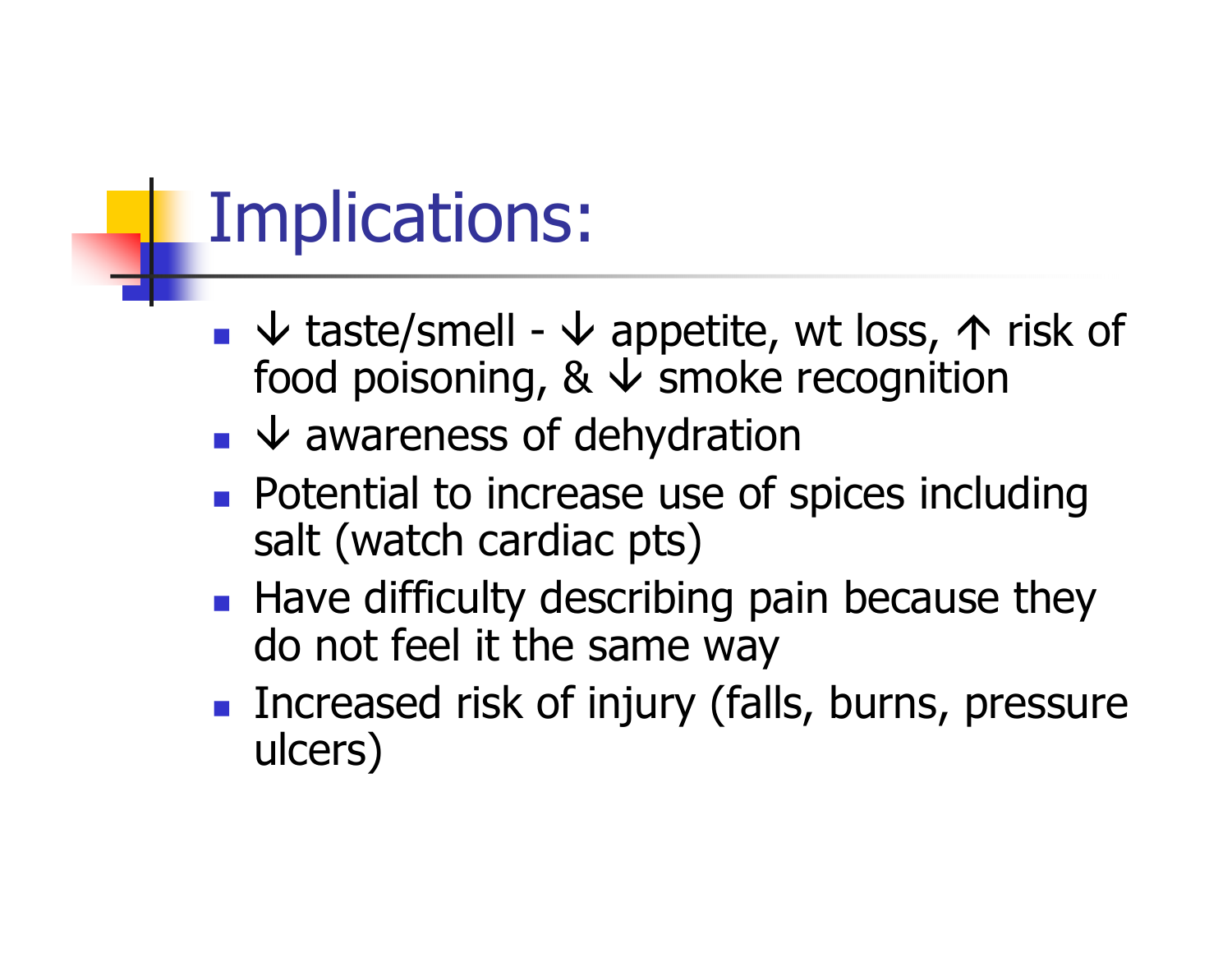# Implications:

- ↓ taste/smell - ↓ appetite, wt loss, ↑ risk of food poisoning, & ↓ smoke recognition
- ↓ awareness of dehydration
- Potential to increase use of spices including salt (watch cardiac pts)
- Have difficulty describing pain because they do not feel it the same way
- Increased risk of injury (falls, burns, pressure ulcers)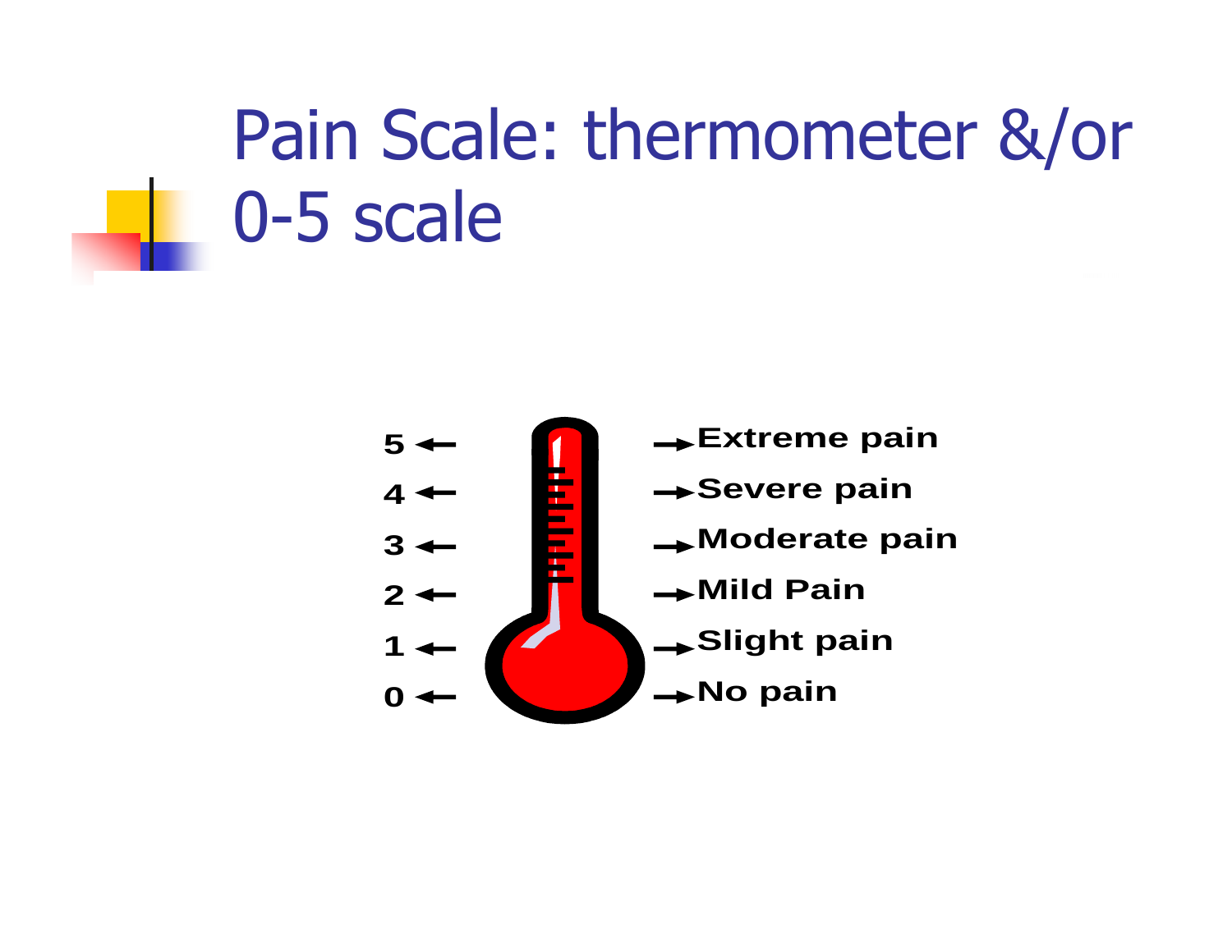# Pain Scale: thermometer &/or 0-5 scale

| Scale | Description |
|---|---|
| 5 | Extreme pain |
| 4 | Severe pain |
| 3 | Moderate pain |
| 2 | Mild Pain |
| 1 | Slight pain |
| 0 | No pain |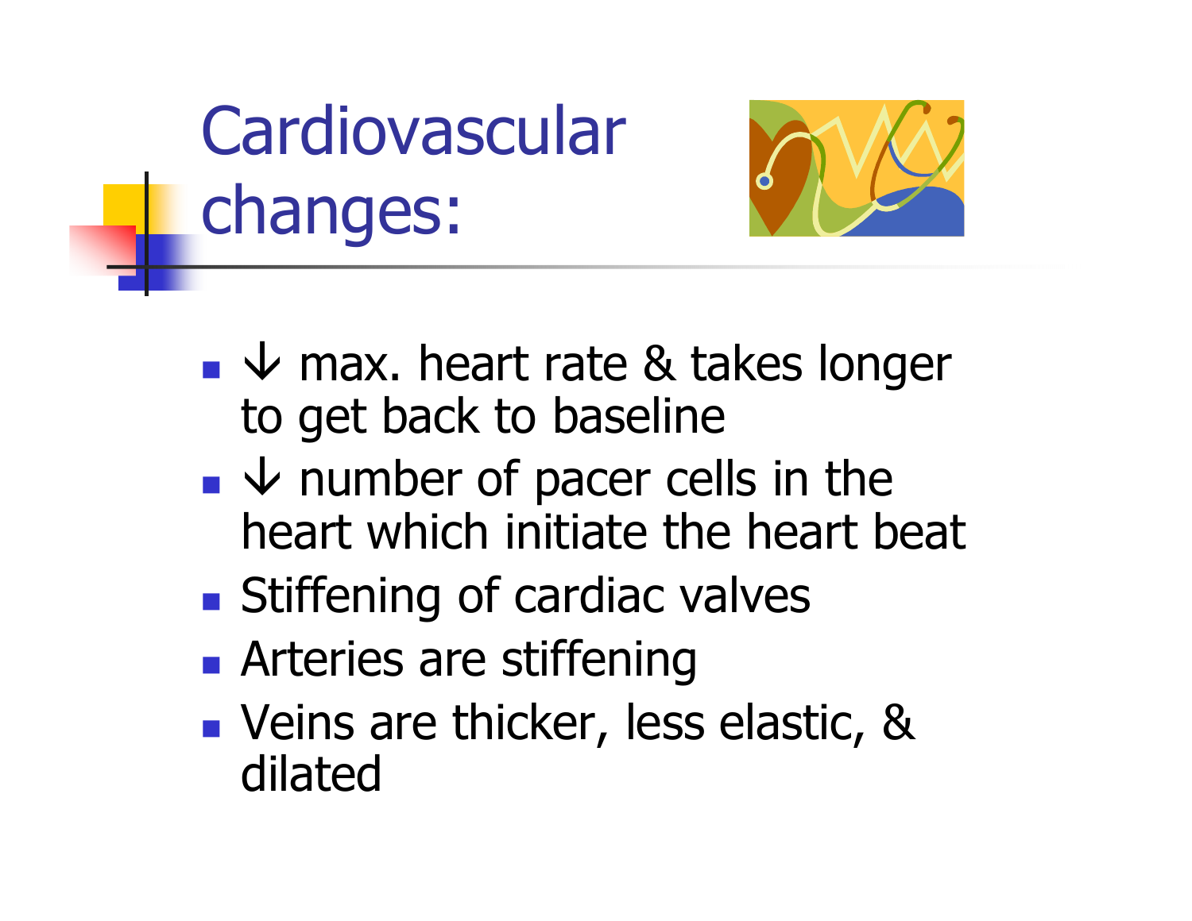# Cardiovascular changes:

- ↓ max. heart rate & takes longer to get back to baseline
- ↓ number of pacer cells in the heart which initiate the heart beat
- Stiffening of cardiac valves
- Arteries are stiffening
- Veins are thicker, less elastic, & dilated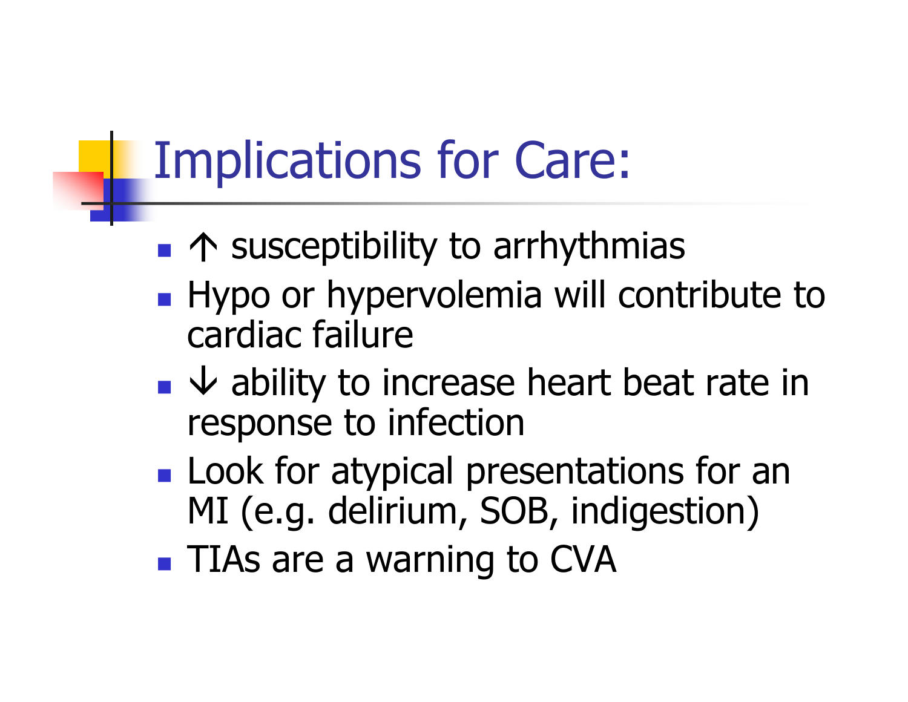# Implications for Care:

- ↑ susceptibility to arrhythmias
- Hypo or hypervolemia will contribute to cardiac failure
- ↓ ability to increase heart beat rate in response to infection
- Look for atypical presentations for an MI (e.g. delirium, SOB, indigestion)
- TIAs are a warning to CVA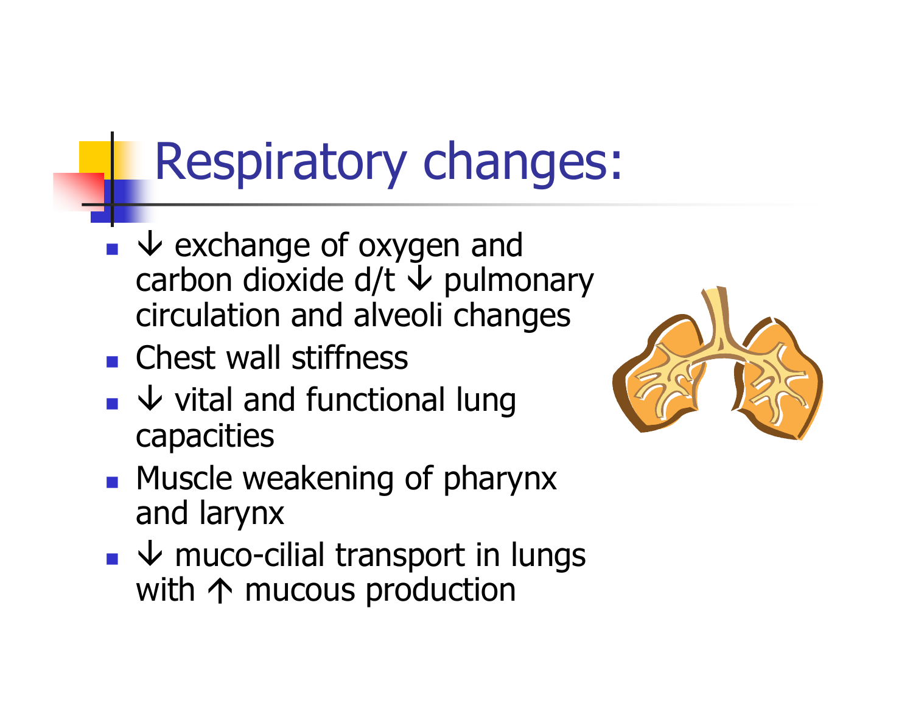# Respiratory changes:

- ↓ exchange of oxygen and carbon dioxide d/t ↓ pulmonary circulation and alveoli changes
- Chest wall stiffness
- ↓ vital and functional lung capacities
- Muscle weakening of pharynx and larynx
- ↓ muco-cilial transport in lungs with ↑ mucous production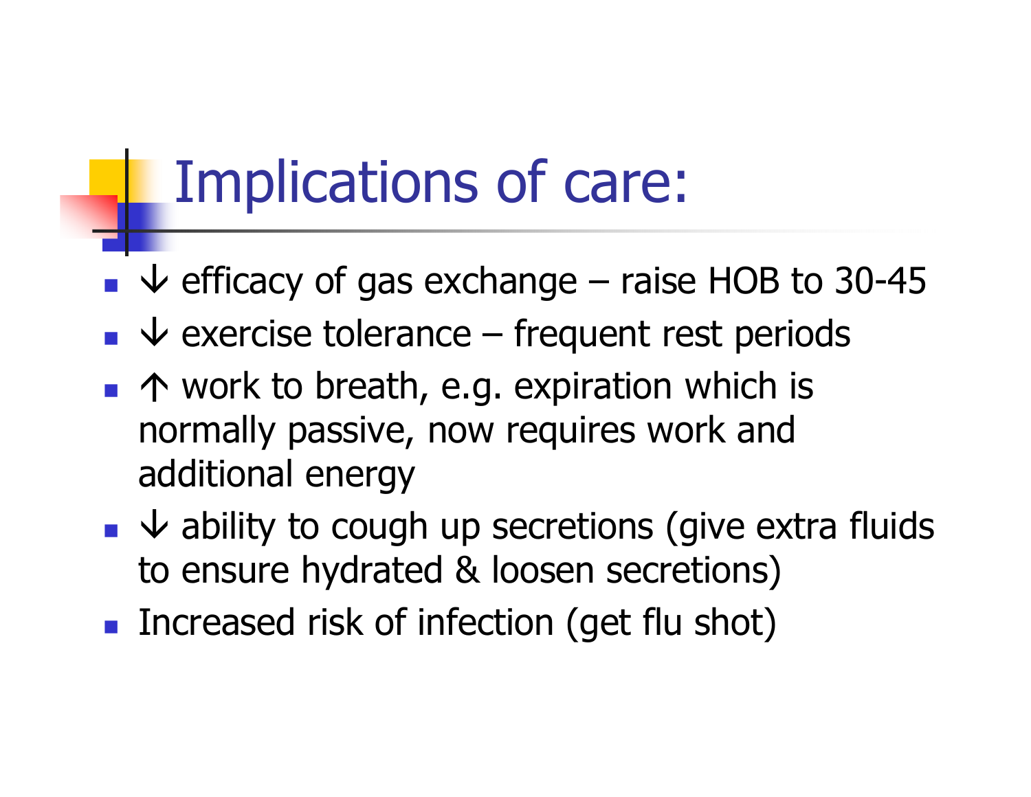# Implications of care:

- ↓ efficacy of gas exchange – raise HOB to 30-45
- ↓ exercise tolerance – frequent rest periods
- ↑ work to breath, e.g. expiration which is normally passive, now requires work and additional energy
- ↓ ability to cough up secretions (give extra fluids to ensure hydrated & loosen secretions)
- Increased risk of infection (get flu shot)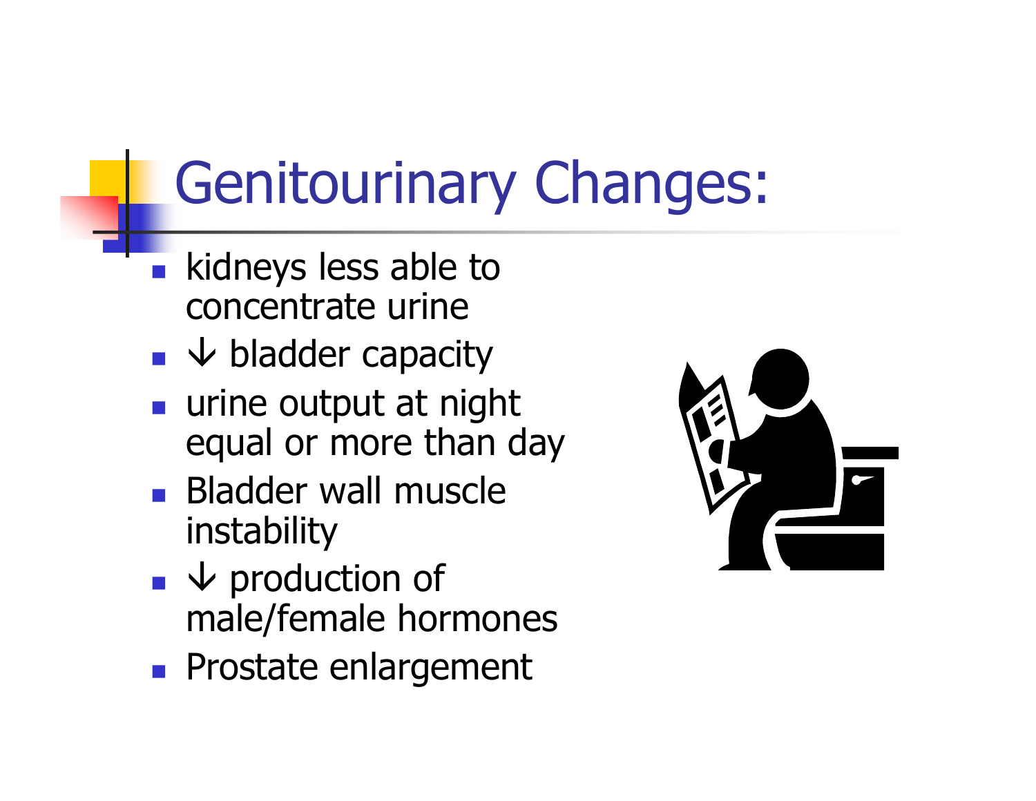# Genitourinary Changes:

- kidneys less able to concentrate urine
- ↓ bladder capacity
- urine output at night equal or more than day
- Bladder wall muscle instability
- ↓ production of male/female hormones
- Prostate enlargement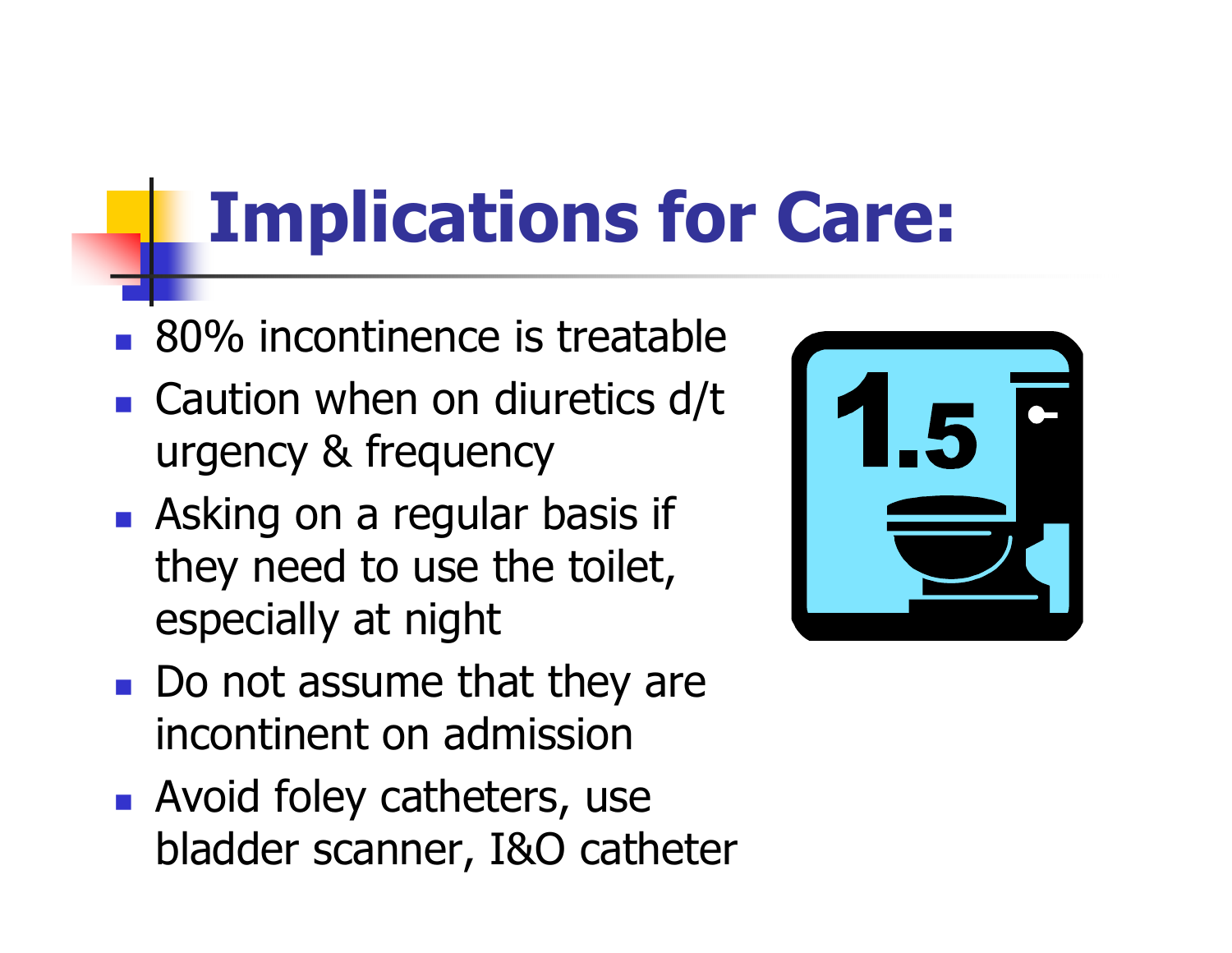# Implications for Care:

- 80% incontinence is treatable
- Caution when on diuretics d/t urgency & frequency
- Asking on a regular basis if they need to use the toilet, especially at night
- Do not assume that they are incontinent on admission
- Avoid foley catheters, use bladder scanner, I&O catheter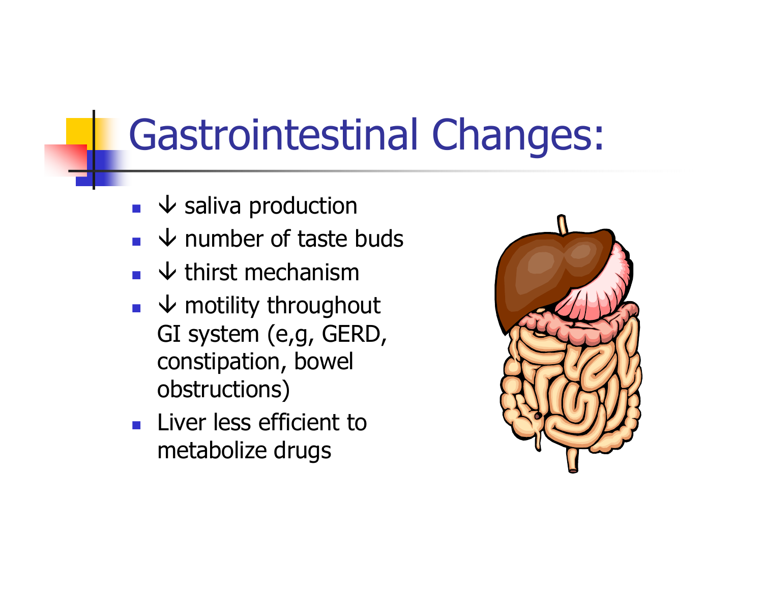# Gastrointestinal Changes:

- ↓ saliva production
- ↓ number of taste buds
- ↓ thirst mechanism
- ↓ motility throughout GI system (e,g, GERD, constipation, bowel obstructions)
- Liver less efficient to metabolize drugs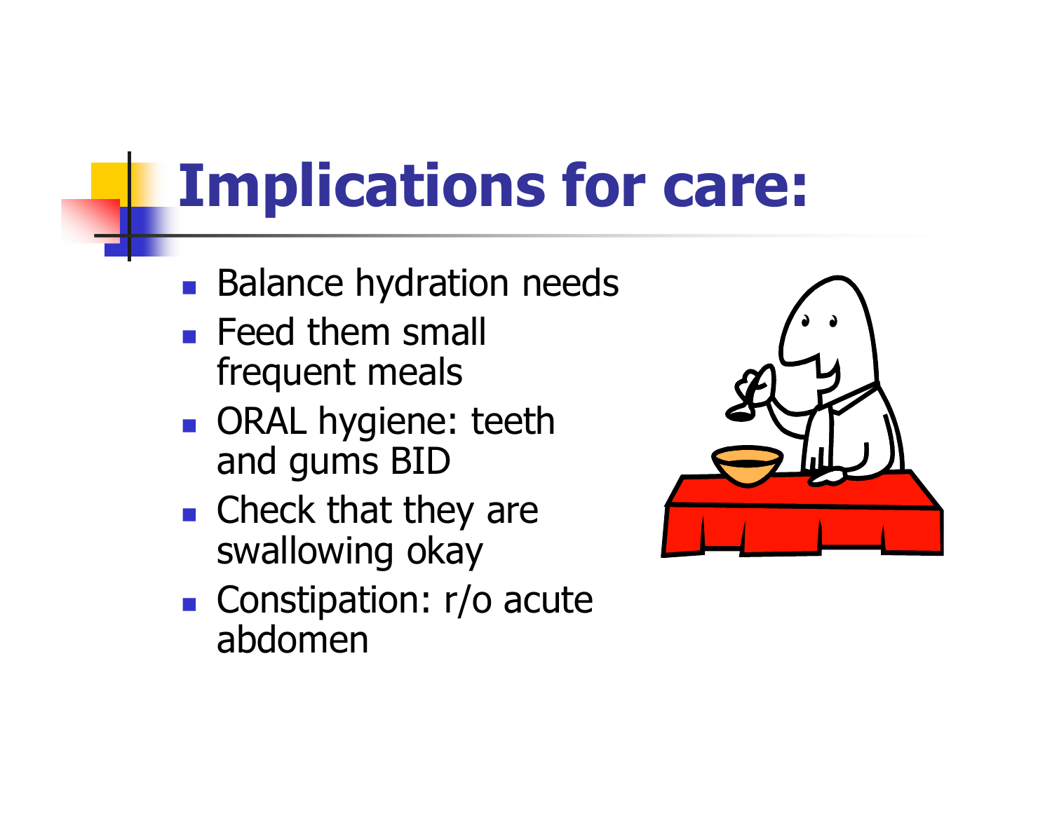# Implications for care:

- Balance hydration needs
- Feed them small frequent meals
- ORAL hygiene: teeth and gums BID
- Check that they are swallowing okay
- Constipation: r/o acute abdomen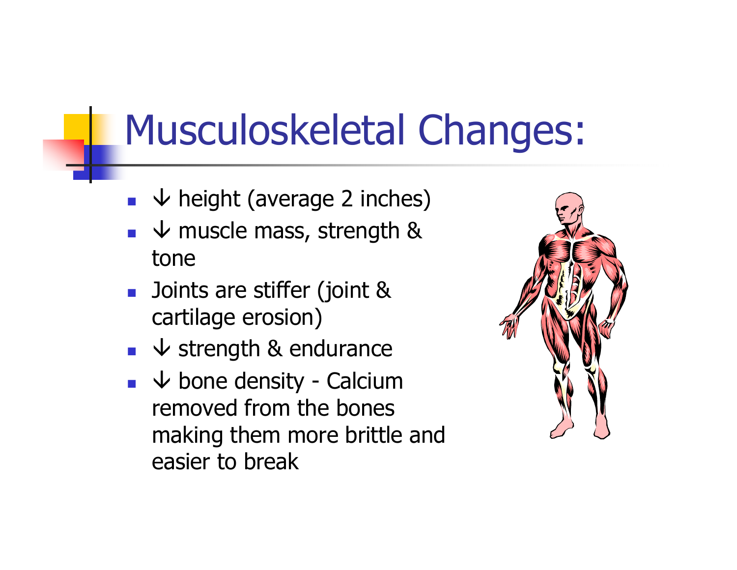# Musculoskeletal Changes:

- ↓ height (average 2 inches)
- ↓ muscle mass, strength & tone
- Joints are stiffer (joint & cartilage erosion)
- ↓ strength & endurance
- ↓ bone density - Calcium removed from the bones making them more brittle and easier to break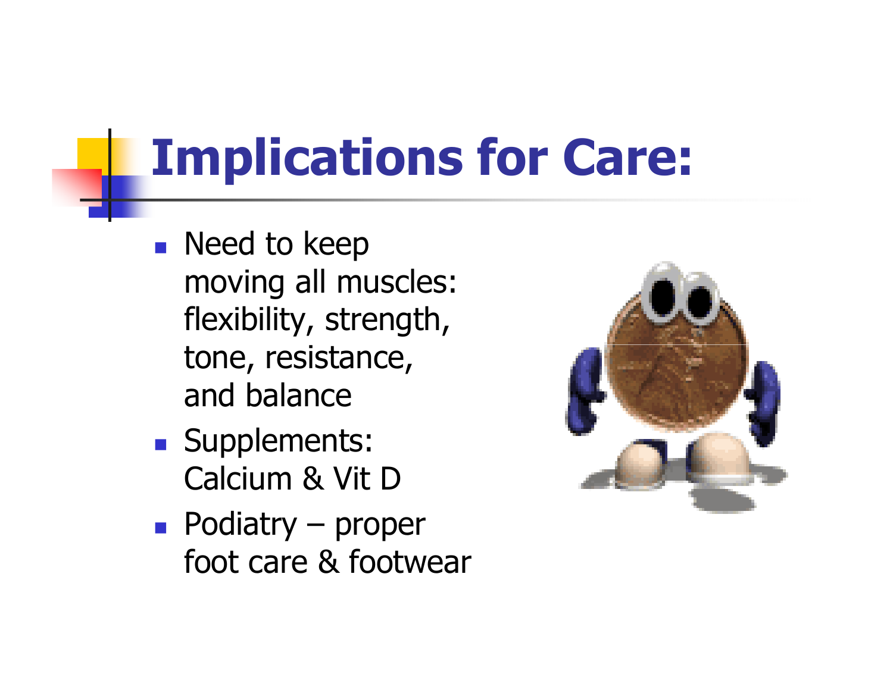# Implications for Care:

- Need to keep moving all muscles: flexibility, strength, tone, resistance, and balance
- Supplements: Calcium & Vit D
- Podiatry – proper foot care & footwear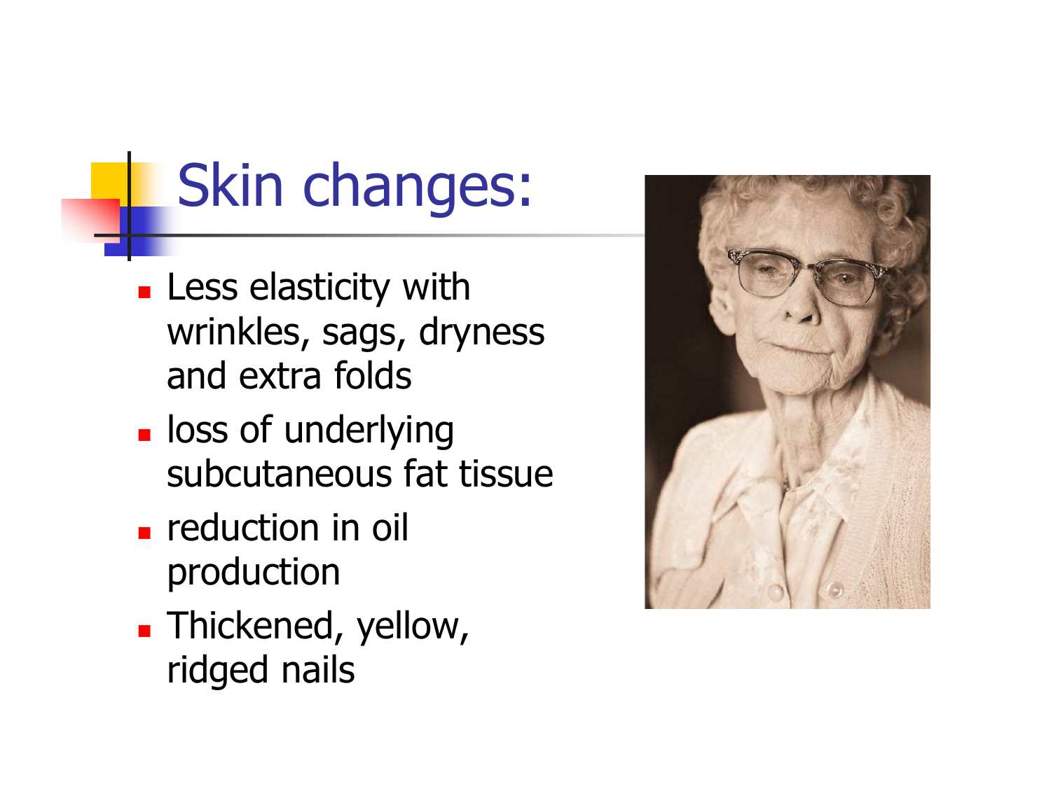# Skin changes:

- Less elasticity with wrinkles, sags, dryness and extra folds
- loss of underlying subcutaneous fat tissue
- reduction in oil production
- Thickened, yellow, ridged nails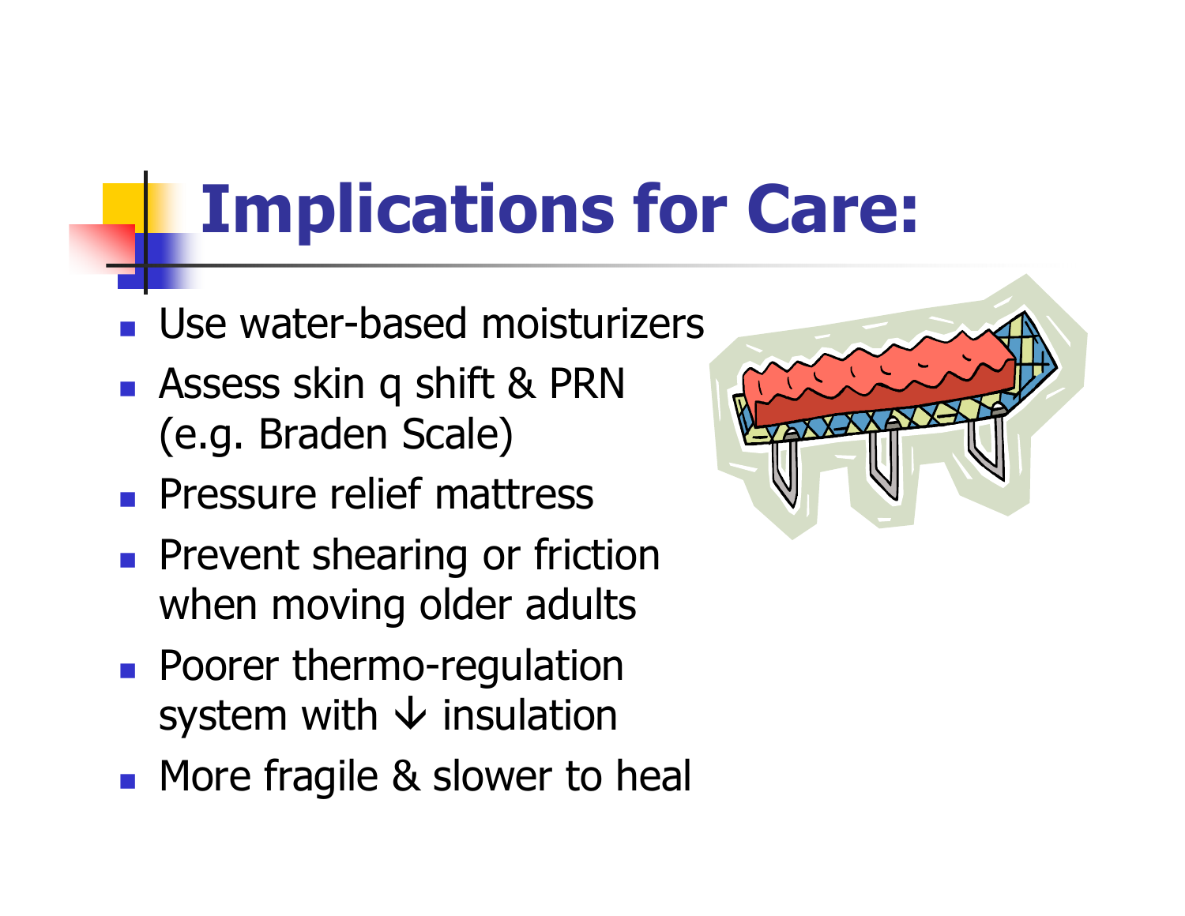# Implications for Care:

- Use water-based moisturizers
- Assess skin q shift & PRN (e.g. Braden Scale)
- Pressure relief mattress
- Prevent shearing or friction when moving older adults
- Poorer thermo-regulation system with ↓ insulation
- More fragile & slower to heal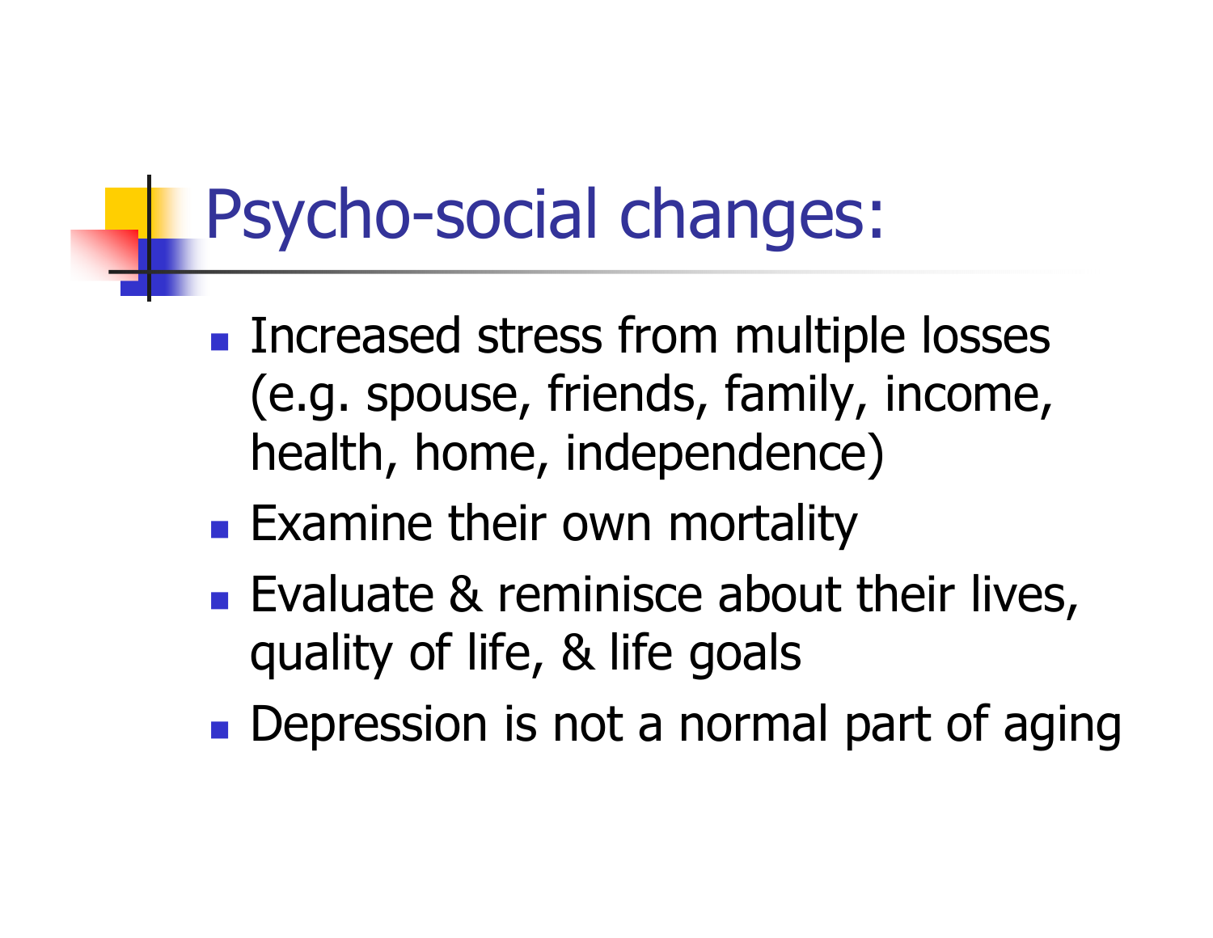# Psycho-social changes:

- Increased stress from multiple losses (e.g. spouse, friends, family, income, health, home, independence)
- Examine their own mortality
- Evaluate & reminisce about their lives, quality of life, & life goals
- Depression is not a normal part of aging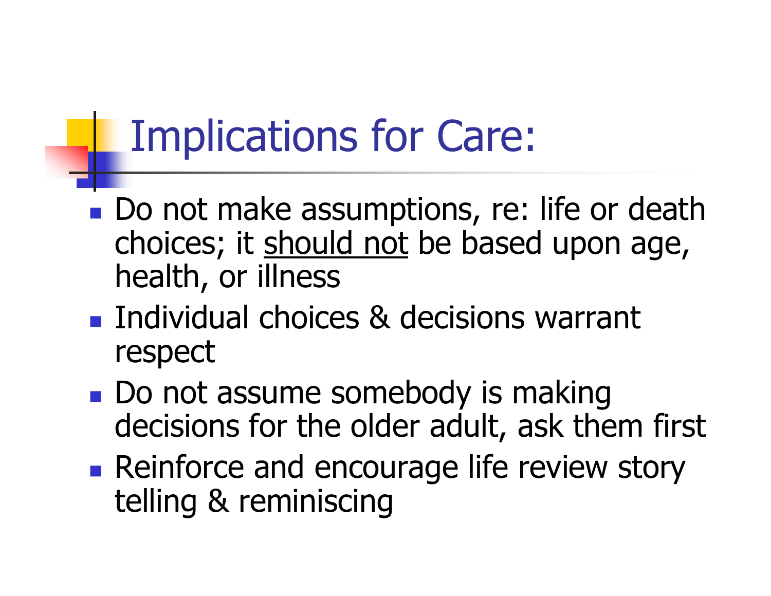# Implications for Care:

- Do not make assumptions, re: life or death choices; it <u>should not</u> be based upon age, health, or illness
- Individual choices & decisions warrant respect
- Do not assume somebody is making decisions for the older adult, ask them first
- Reinforce and encourage life review story telling & reminiscing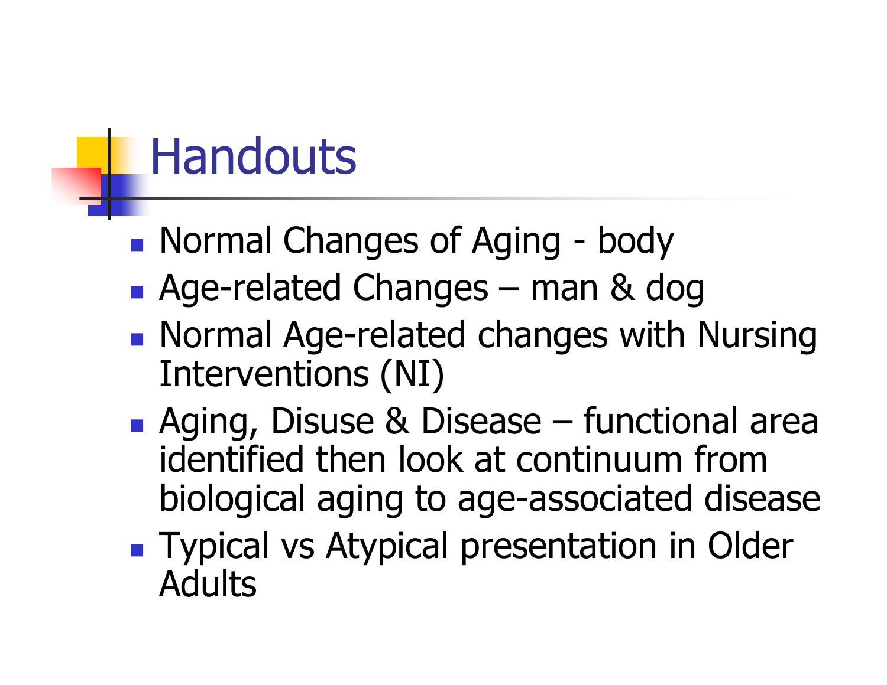# Handouts

- Normal Changes of Aging - body
- Age-related Changes – man & dog
- Normal Age-related changes with Nursing Interventions (NI)
- Aging, Disuse & Disease – functional area identified then look at continuum from biological aging to age-associated disease
- Typical vs Atypical presentation in Older Adults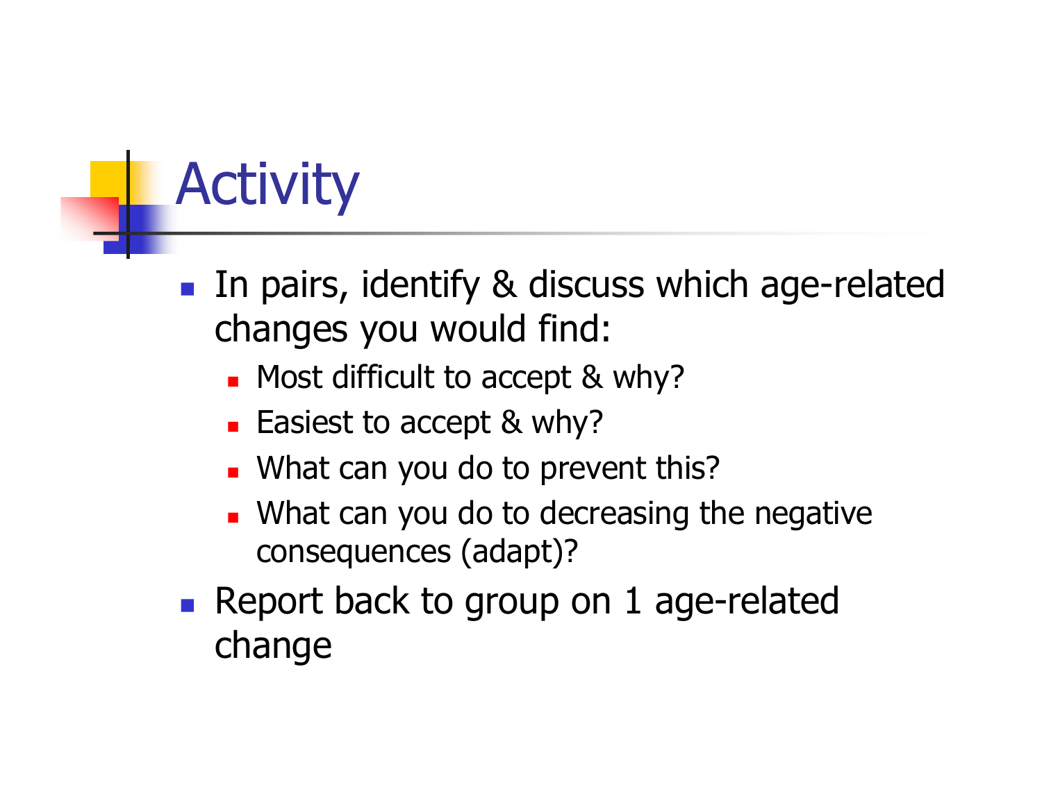# Activity

- In pairs, identify & discuss which age-related changes you would find:
  - Most difficult to accept & why?
  - Easiest to accept & why?
  - What can you do to prevent this?
  - What can you do to decreasing the negative consequences (adapt)?
- Report back to group on 1 age-related change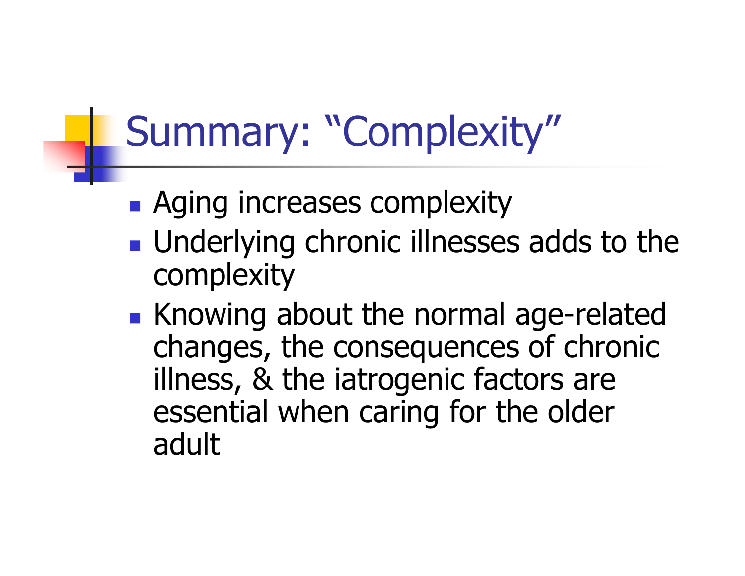# Summary: "Complexity"

- Aging increases complexity
- Underlying chronic illnesses adds to the complexity
- Knowing about the normal age-related changes, the consequences of chronic illness, & the iatrogenic factors are essential when caring for the older adult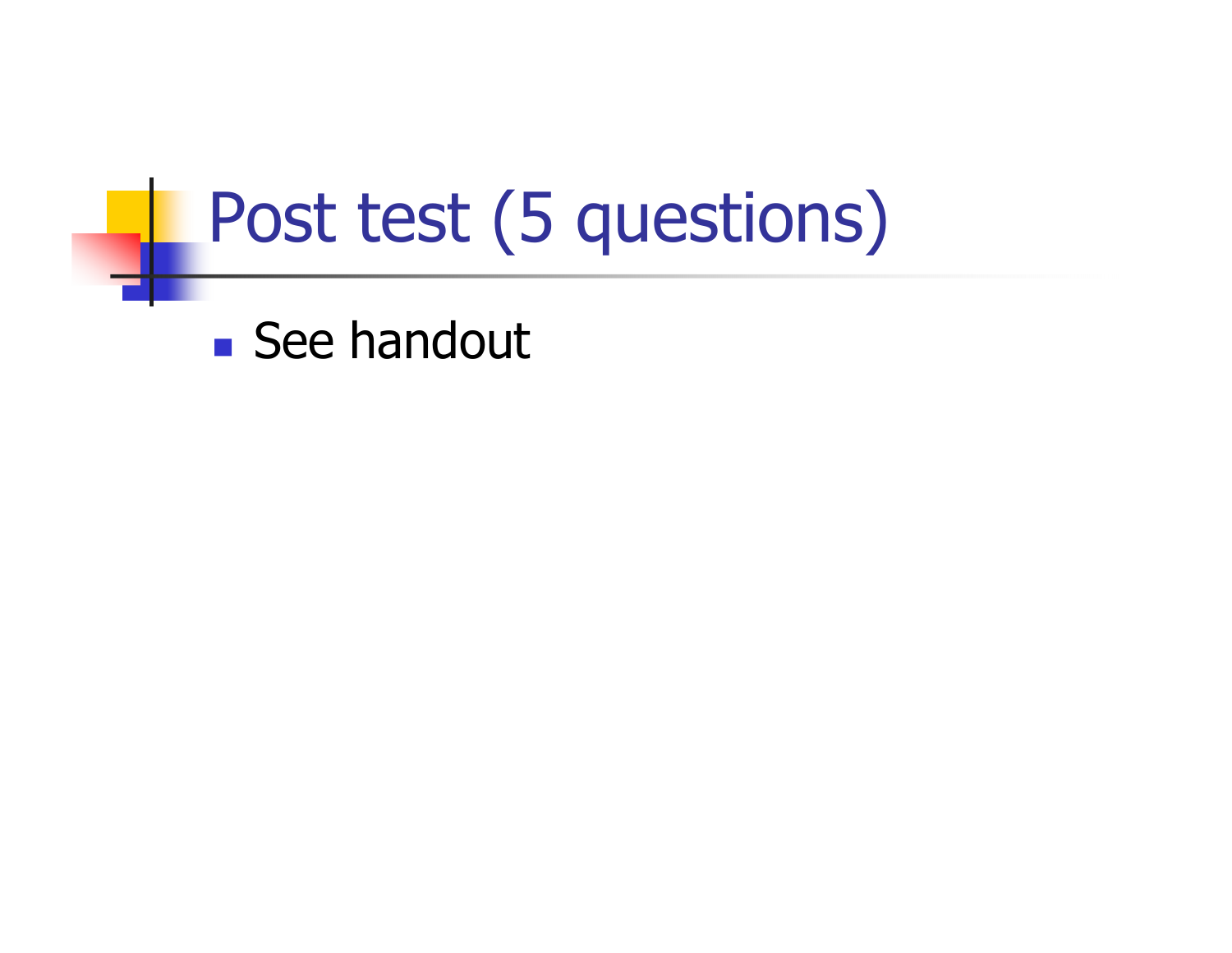# Post test (5 questions)

- See handout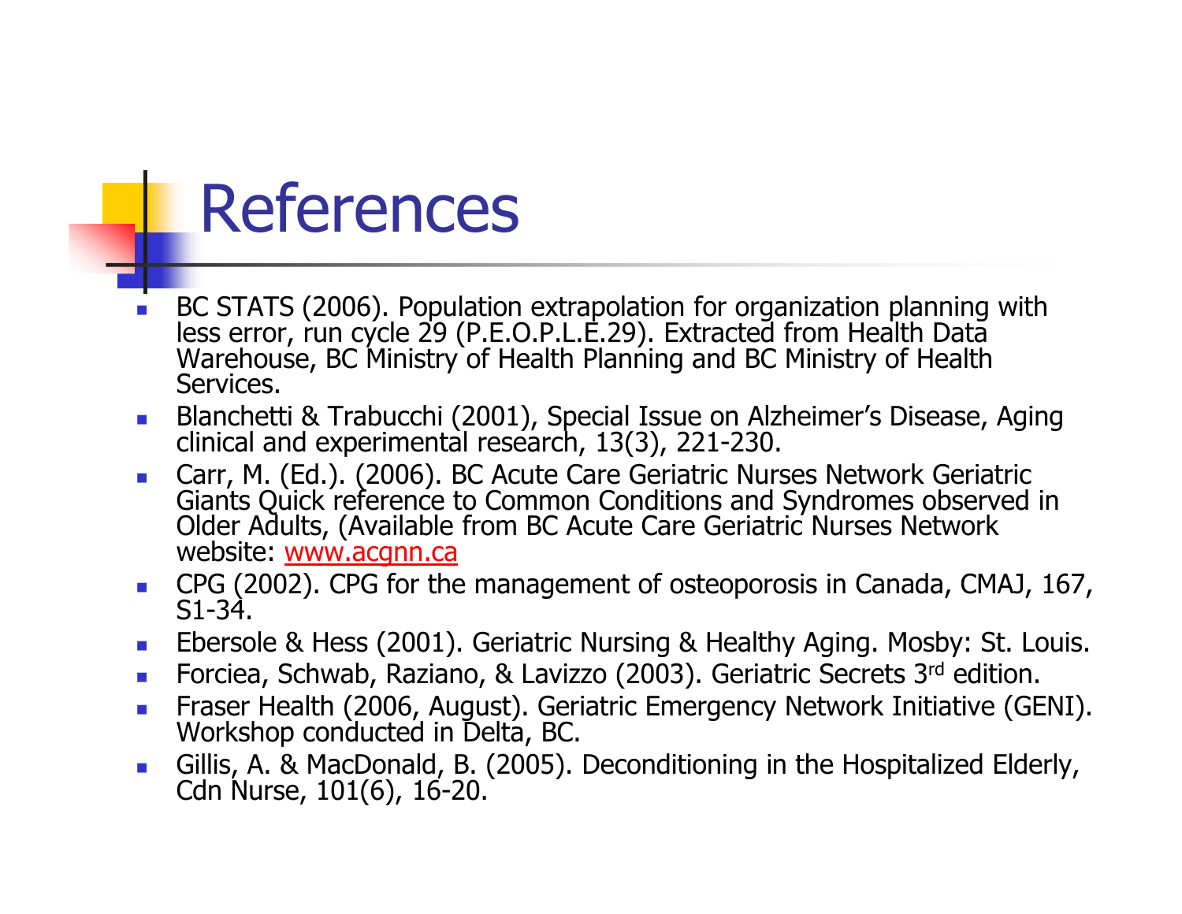# References

- BC STATS (2006). Population extrapolation for organization planning with less error, run cycle 29 (P.E.O.P.L.E.29). Extracted from Health Data Warehouse, BC Ministry of Health Planning and BC Ministry of Health Services.
- Blanchetti & Trabucchi (2001), Special Issue on Alzheimer's Disease, Aging clinical and experimental research, 13(3), 221-230.
- Carr, M. (Ed.). (2006). BC Acute Care Geriatric Nurses Network Geriatric Giants Quick reference to Common Conditions and Syndromes observed in Older Adults, (Available from BC Acute Care Geriatric Nurses Network website: [www.acgnn.ca](http://www.acgnn.ca)
- CPG (2002). CPG for the management of osteoporosis in Canada, CMAJ, 167, S1-34.
- Ebersole & Hess (2001). Geriatric Nursing & Healthy Aging. Mosby: St. Louis.
- Forciea, Schwab, Raziano, & Lavizzo (2003). Geriatric Secrets 3rd edition.
- Fraser Health (2006, August). Geriatric Emergency Network Initiative (GENI). Workshop conducted in Delta, BC.
- Gillis, A. & MacDonald, B. (2005). Deconditioning in the Hospitalized Elderly, Cdn Nurse, 101(6), 16-20.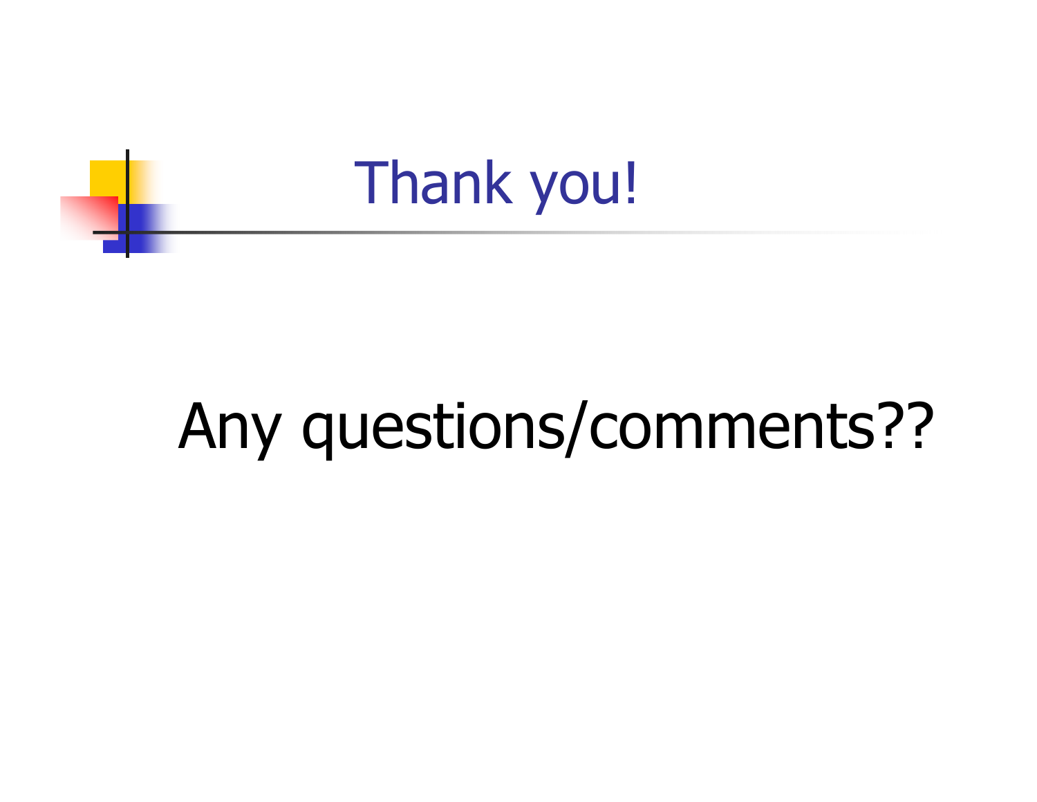# Thank you!

Any questions/comments??